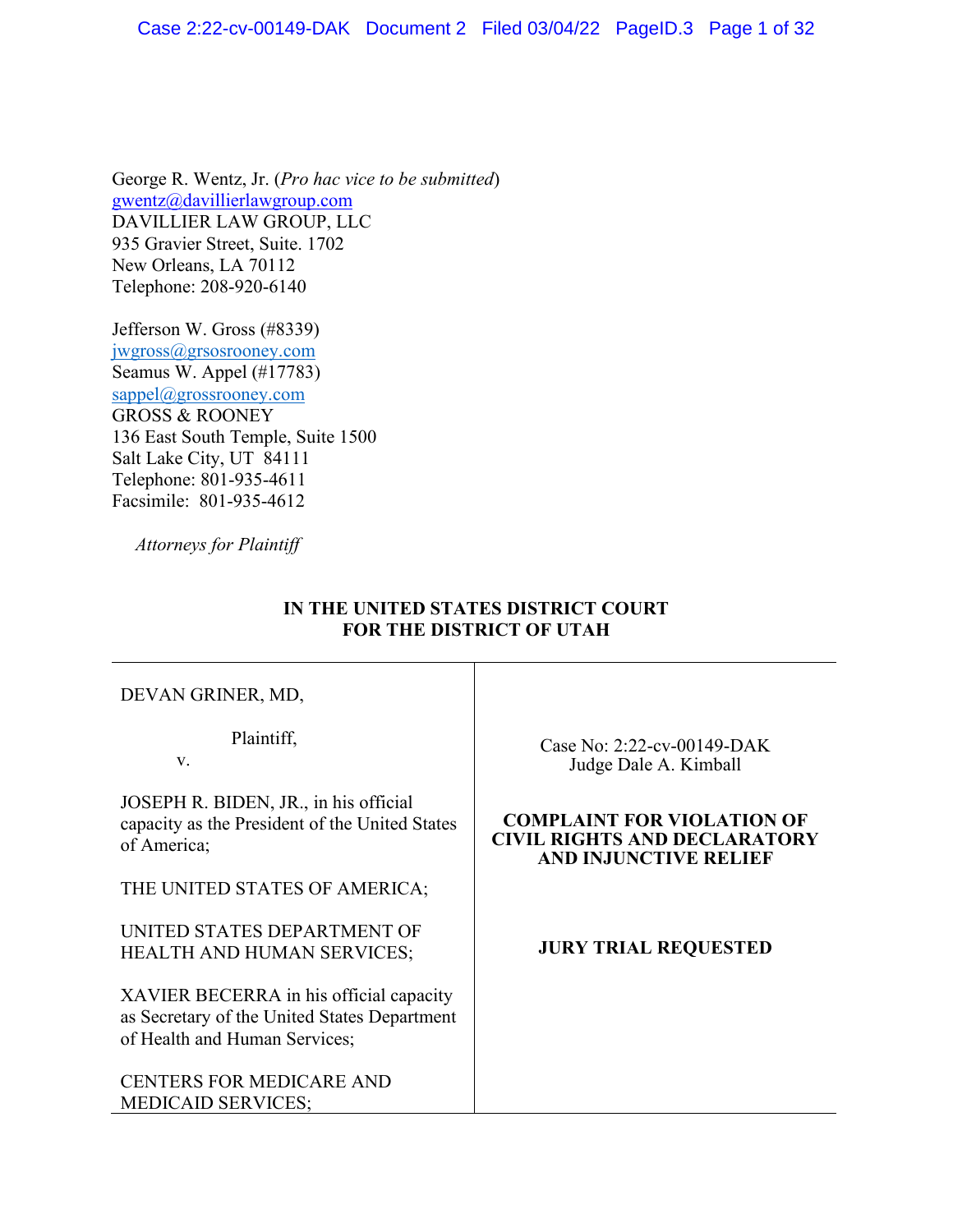George R. Wentz, Jr. (*Pro hac vice to be submitted*)
gwentz@davillierlawgroup.com
DAVILLIER LAW GROUP, LLC
935 Gravier Street, Suite. 1702
New Orleans, LA 70112
Telephone: 208-920-6140

Jefferson W. Gross (#8339)
jwgross@grsosrooney.com
Seamus W. Appel (#17783)
sappel@grossrooney.com
GROSS & ROONEY
136 East South Temple, Suite 1500
Salt Lake City, UT 84111
Telephone: 801-935-4611
Facsimile: 801-935-4612

*Attorneys for Plaintiff*

**IN THE UNITED STATES DISTRICT COURT
FOR THE DISTRICT OF UTAH**

| | |
|---|---|
| DEVAN GRINER, MD,<br><br>Plaintiff,<br>v.<br><br>JOSEPH R. BIDEN, JR., in his official capacity as the President of the United States of America;<br><br>THE UNITED STATES OF AMERICA;<br><br>UNITED STATES DEPARTMENT OF HEALTH AND HUMAN SERVICES;<br><br>XAVIER BECERRA in his official capacity as Secretary of the United States Department of Health and Human Services;<br><br>CENTERS FOR MEDICARE AND MEDICAID SERVICES; | Case No: 2:22-cv-00149-DAK<br>Judge Dale A. Kimball<br><br>**COMPLAINT FOR VIOLATION OF CIVIL RIGHTS AND DECLARATORY AND INJUNCTIVE RELIEF**<br><br>**JURY TRIAL REQUESTED** |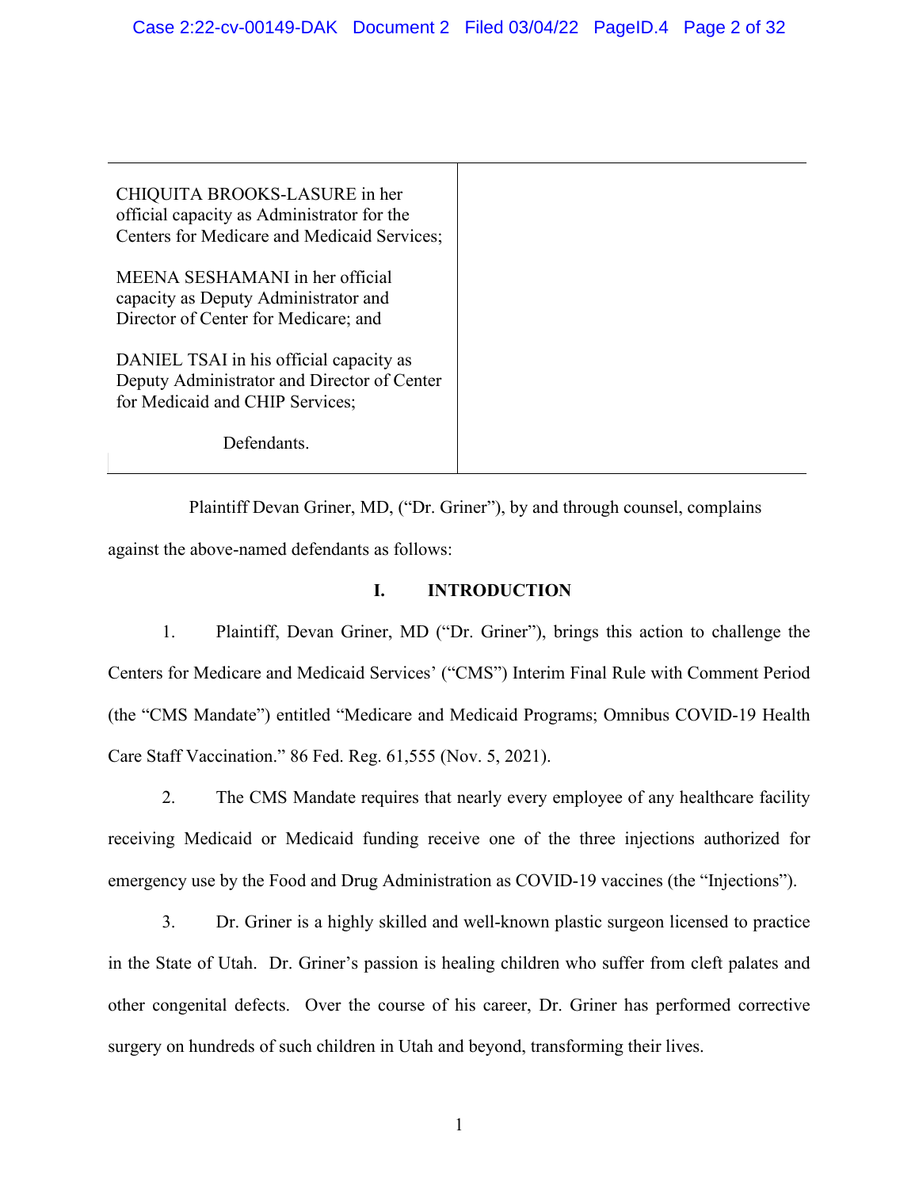| | |
|---|---|
| CHIQUITA BROOKS-LASURE in her official capacity as Administrator for the Centers for Medicare and Medicaid Services;<br><br>MEENA SESHAMANI in her official capacity as Deputy Administrator and Director of Center for Medicare; and<br><br>DANIEL TSAI in his official capacity as Deputy Administrator and Director of Center for Medicaid and CHIP Services;<br><br>Defendants. | |

Plaintiff Devan Griner, MD, ("Dr. Griner"), by and through counsel, complains against the above-named defendants as follows:

## I. INTRODUCTION

1. Plaintiff, Devan Griner, MD ("Dr. Griner"), brings this action to challenge the Centers for Medicare and Medicaid Services' ("CMS") Interim Final Rule with Comment Period (the "CMS Mandate") entitled "Medicare and Medicaid Programs; Omnibus COVID-19 Health Care Staff Vaccination." 86 Fed. Reg. 61,555 (Nov. 5, 2021).

2. The CMS Mandate requires that nearly every employee of any healthcare facility receiving Medicaid or Medicaid funding receive one of the three injections authorized for emergency use by the Food and Drug Administration as COVID-19 vaccines (the "Injections").

3. Dr. Griner is a highly skilled and well-known plastic surgeon licensed to practice in the State of Utah. Dr. Griner's passion is healing children who suffer from cleft palates and other congenital defects. Over the course of his career, Dr. Griner has performed corrective surgery on hundreds of such children in Utah and beyond, transforming their lives.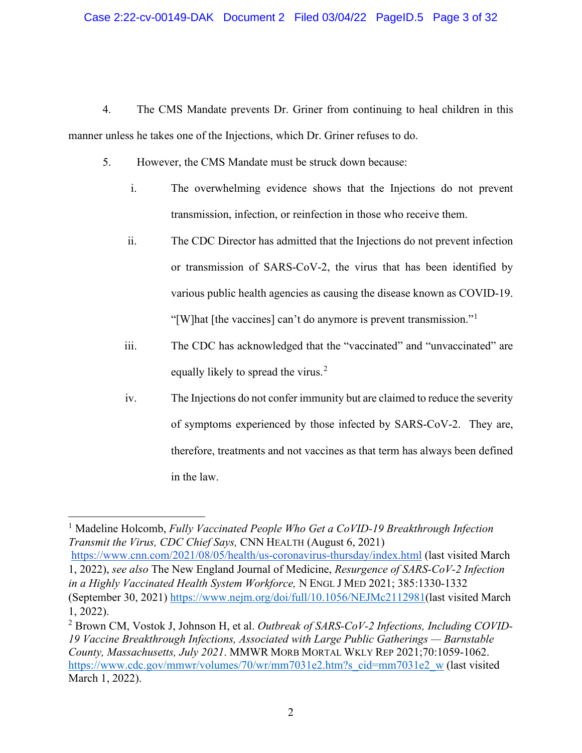4. The CMS Mandate prevents Dr. Griner from continuing to heal children in this manner unless he takes one of the Injections, which Dr. Griner refuses to do.

5. However, the CMS Mandate must be struck down because:

   i. The overwhelming evidence shows that the Injections do not prevent transmission, infection, or reinfection in those who receive them.

   ii. The CDC Director has admitted that the Injections do not prevent infection or transmission of SARS-CoV-2, the virus that has been identified by various public health agencies as causing the disease known as COVID-19. "[W]hat [the vaccines] can't do anymore is prevent transmission."[1]

   iii. The CDC has acknowledged that the "vaccinated" and "unvaccinated" are equally likely to spread the virus.[2]

   iv. The Injections do not confer immunity but are claimed to reduce the severity of symptoms experienced by those infected by SARS-CoV-2. They are, therefore, treatments and not vaccines as that term has always been defined in the law.

---

[1] Madeline Holcomb, *Fully Vaccinated People Who Get a CoVID-19 Breakthrough Infection Transmit the Virus, CDC Chief Says,* CNN HEALTH (August 6, 2021) https://www.cnn.com/2021/08/05/health/us-coronavirus-thursday/index.html (last visited March 1, 2022), *see also* The New England Journal of Medicine, *Resurgence of SARS-CoV-2 Infection in a Highly Vaccinated Health System Workforce,* N ENGL J MED 2021; 385:1330-1332 (September 30, 2021) https://www.nejm.org/doi/full/10.1056/NEJMc2112981(last visited March 1, 2022).

[2] Brown CM, Vostok J, Johnson H, et al. *Outbreak of SARS-CoV-2 Infections, Including COVID-19 Vaccine Breakthrough Infections, Associated with Large Public Gatherings — Barnstable County, Massachusetts, July 2021*. MMWR MORB MORTAL WKLY REP 2021;70:1059-1062. https://www.cdc.gov/mmwr/volumes/70/wr/mm7031e2.htm?s_cid=mm7031e2_w (last visited March 1, 2022).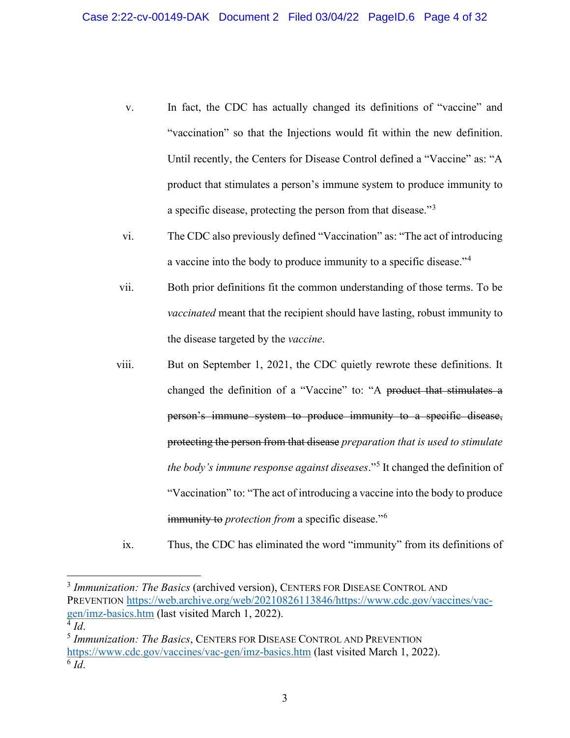v. In fact, the CDC has actually changed its definitions of "vaccine" and "vaccination" so that the Injections would fit within the new definition. Until recently, the Centers for Disease Control defined a "Vaccine" as: "A product that stimulates a person's immune system to produce immunity to a specific disease, protecting the person from that disease."[3]

vi. The CDC also previously defined "Vaccination" as: "The act of introducing a vaccine into the body to produce immunity to a specific disease."[4]

vii. Both prior definitions fit the common understanding of those terms. To be *vaccinated* meant that the recipient should have lasting, robust immunity to the disease targeted by the *vaccine*.

viii. But on September 1, 2021, the CDC quietly rewrote these definitions. It changed the definition of a "Vaccine" to: "A ~~product that stimulates a person's immune system to produce immunity to a specific disease, protecting the person from that disease~~ *preparation that is used to stimulate the body's immune response against diseases*."[5] It changed the definition of "Vaccination" to: "The act of introducing a vaccine into the body to produce ~~immunity to~~ *protection from* a specific disease."[6]

ix. Thus, the CDC has eliminated the word "immunity" from its definitions of

---

[3] *Immunization: The Basics* (archived version), CENTERS FOR DISEASE CONTROL AND PREVENTION https://web.archive.org/web/20210826113846/https://www.cdc.gov/vaccines/vac-gen/imz-basics.htm (last visited March 1, 2022).

[4] *Id*.

[5] *Immunization: The Basics*, CENTERS FOR DISEASE CONTROL AND PREVENTION https://www.cdc.gov/vaccines/vac-gen/imz-basics.htm (last visited March 1, 2022).

[6] *Id*.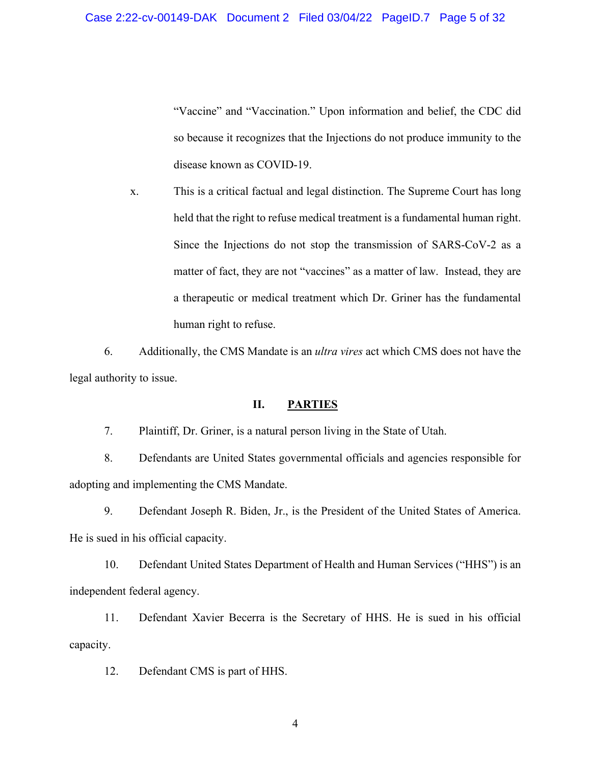"Vaccine" and "Vaccination." Upon information and belief, the CDC did so because it recognizes that the Injections do not produce immunity to the disease known as COVID-19.

x. This is a critical factual and legal distinction. The Supreme Court has long held that the right to refuse medical treatment is a fundamental human right. Since the Injections do not stop the transmission of SARS-CoV-2 as a matter of fact, they are not "vaccines" as a matter of law. Instead, they are a therapeutic or medical treatment which Dr. Griner has the fundamental human right to refuse.

6. Additionally, the CMS Mandate is an *ultra vires* act which CMS does not have the legal authority to issue.

## II. PARTIES

7. Plaintiff, Dr. Griner, is a natural person living in the State of Utah.

8. Defendants are United States governmental officials and agencies responsible for adopting and implementing the CMS Mandate.

9. Defendant Joseph R. Biden, Jr., is the President of the United States of America. He is sued in his official capacity.

10. Defendant United States Department of Health and Human Services ("HHS") is an independent federal agency.

11. Defendant Xavier Becerra is the Secretary of HHS. He is sued in his official capacity.

12. Defendant CMS is part of HHS.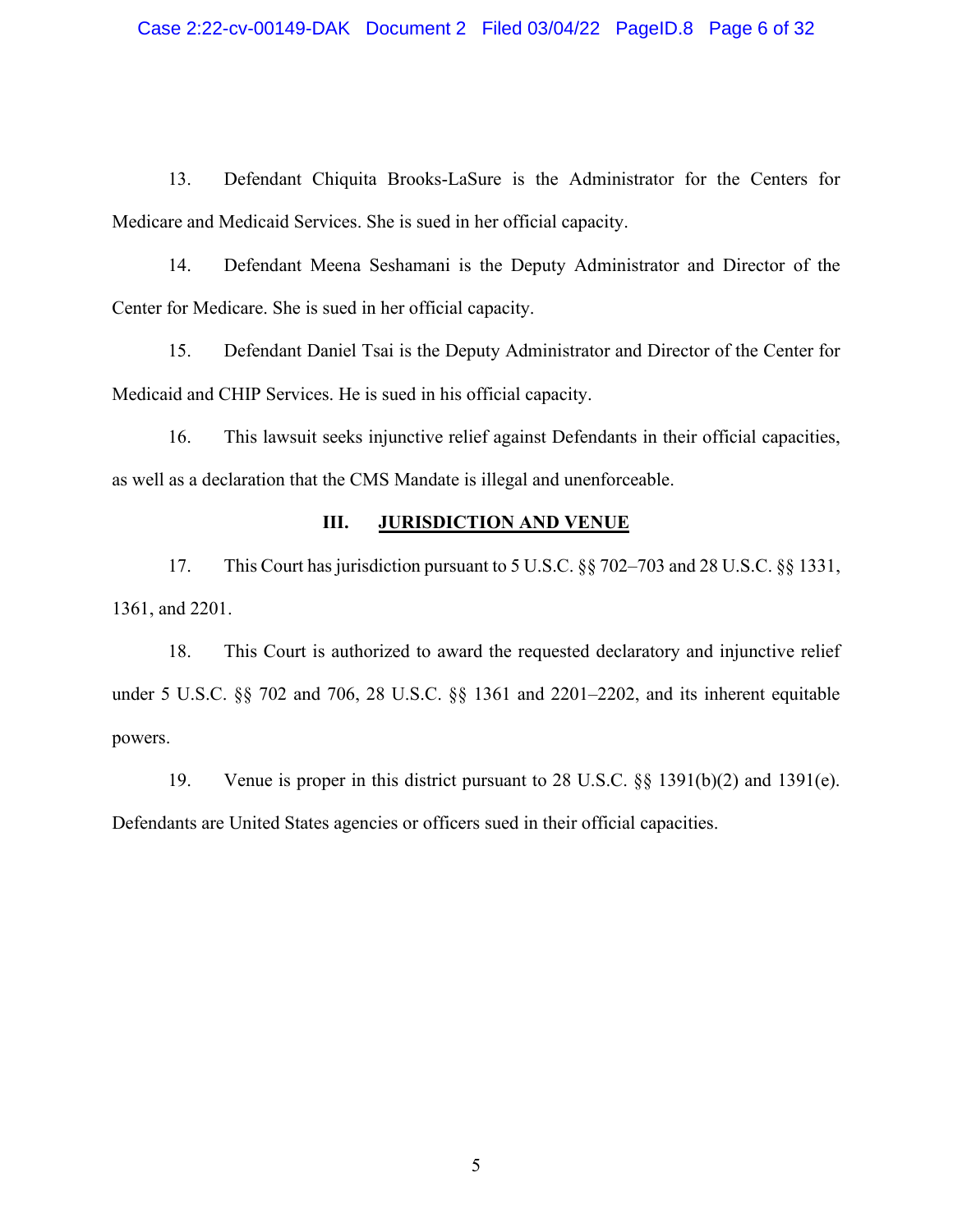13. Defendant Chiquita Brooks-LaSure is the Administrator for the Centers for Medicare and Medicaid Services. She is sued in her official capacity.

14. Defendant Meena Seshamani is the Deputy Administrator and Director of the Center for Medicare. She is sued in her official capacity.

15. Defendant Daniel Tsai is the Deputy Administrator and Director of the Center for Medicaid and CHIP Services. He is sued in his official capacity.

16. This lawsuit seeks injunctive relief against Defendants in their official capacities, as well as a declaration that the CMS Mandate is illegal and unenforceable.

## III. JURISDICTION AND VENUE

17. This Court has jurisdiction pursuant to 5 U.S.C. §§ 702–703 and 28 U.S.C. §§ 1331, 1361, and 2201.

18. This Court is authorized to award the requested declaratory and injunctive relief under 5 U.S.C. §§ 702 and 706, 28 U.S.C. §§ 1361 and 2201–2202, and its inherent equitable powers.

19. Venue is proper in this district pursuant to 28 U.S.C. §§ 1391(b)(2) and 1391(e). Defendants are United States agencies or officers sued in their official capacities.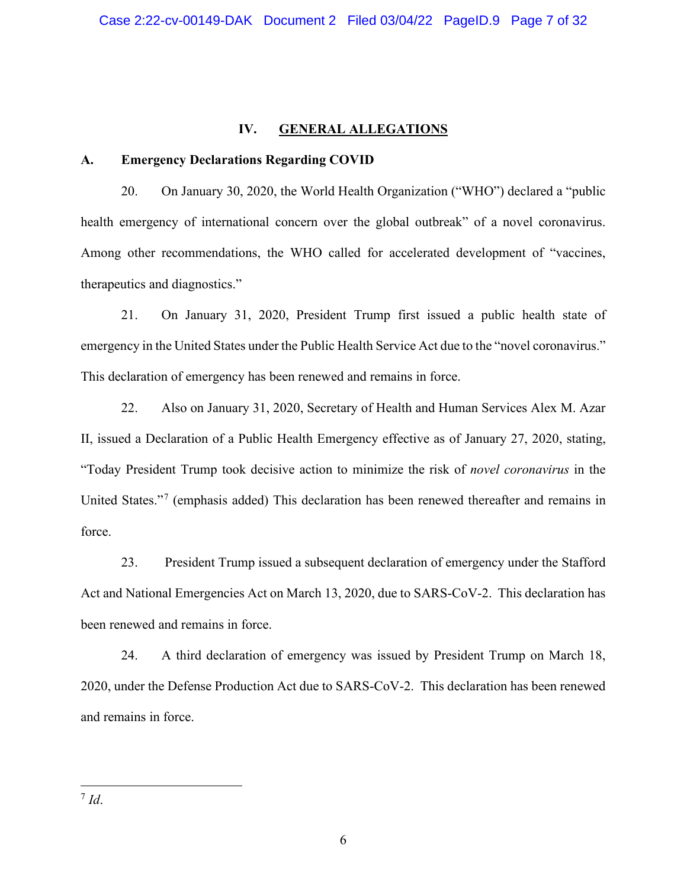## IV. GENERAL ALLEGATIONS

### A. Emergency Declarations Regarding COVID

20. On January 30, 2020, the World Health Organization ("WHO") declared a "public health emergency of international concern over the global outbreak" of a novel coronavirus. Among other recommendations, the WHO called for accelerated development of "vaccines, therapeutics and diagnostics."

21. On January 31, 2020, President Trump first issued a public health state of emergency in the United States under the Public Health Service Act due to the "novel coronavirus." This declaration of emergency has been renewed and remains in force.

22. Also on January 31, 2020, Secretary of Health and Human Services Alex M. Azar II, issued a Declaration of a Public Health Emergency effective as of January 27, 2020, stating, "Today President Trump took decisive action to minimize the risk of *novel coronavirus* in the United States."[7] (emphasis added) This declaration has been renewed thereafter and remains in force.

23. President Trump issued a subsequent declaration of emergency under the Stafford Act and National Emergencies Act on March 13, 2020, due to SARS-CoV-2. This declaration has been renewed and remains in force.

24. A third declaration of emergency was issued by President Trump on March 18, 2020, under the Defense Production Act due to SARS-CoV-2. This declaration has been renewed and remains in force.

---

[7] *Id*.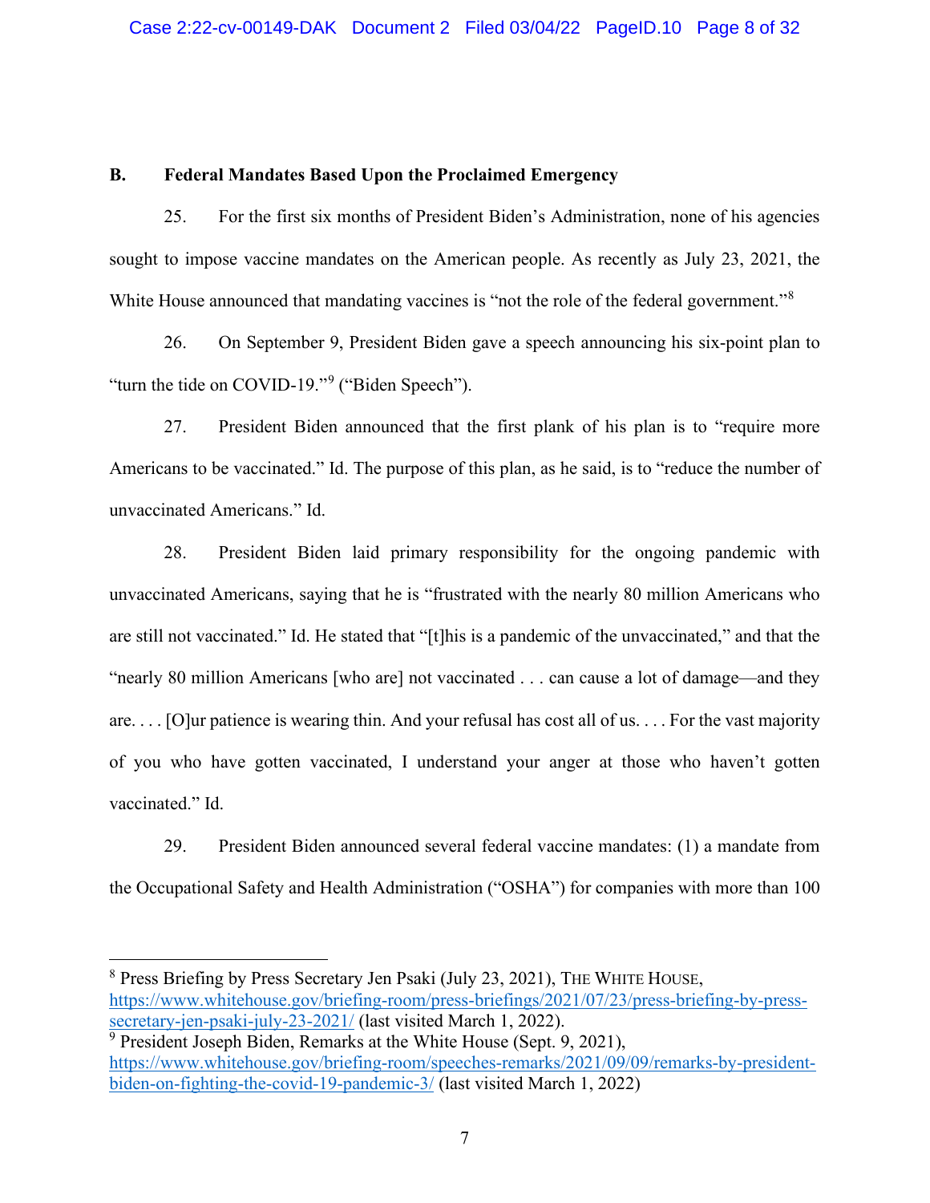## B. Federal Mandates Based Upon the Proclaimed Emergency

25. For the first six months of President Biden's Administration, none of his agencies sought to impose vaccine mandates on the American people. As recently as July 23, 2021, the White House announced that mandating vaccines is "not the role of the federal government."[8]

26. On September 9, President Biden gave a speech announcing his six-point plan to "turn the tide on COVID-19."[9] ("Biden Speech").

27. President Biden announced that the first plank of his plan is to "require more Americans to be vaccinated." Id. The purpose of this plan, as he said, is to "reduce the number of unvaccinated Americans." Id.

28. President Biden laid primary responsibility for the ongoing pandemic with unvaccinated Americans, saying that he is "frustrated with the nearly 80 million Americans who are still not vaccinated." Id. He stated that "[t]his is a pandemic of the unvaccinated," and that the "nearly 80 million Americans [who are] not vaccinated . . . can cause a lot of damage—and they are. . . . [O]ur patience is wearing thin. And your refusal has cost all of us. . . . For the vast majority of you who have gotten vaccinated, I understand your anger at those who haven't gotten vaccinated." Id.

29. President Biden announced several federal vaccine mandates: (1) a mandate from the Occupational Safety and Health Administration ("OSHA") for companies with more than 100

---

[8] Press Briefing by Press Secretary Jen Psaki (July 23, 2021), THE WHITE HOUSE, https://www.whitehouse.gov/briefing-room/press-briefings/2021/07/23/press-briefing-by-press-secretary-jen-psaki-july-23-2021/ (last visited March 1, 2022).

[9] President Joseph Biden, Remarks at the White House (Sept. 9, 2021), https://www.whitehouse.gov/briefing-room/speeches-remarks/2021/09/09/remarks-by-president-biden-on-fighting-the-covid-19-pandemic-3/ (last visited March 1, 2022)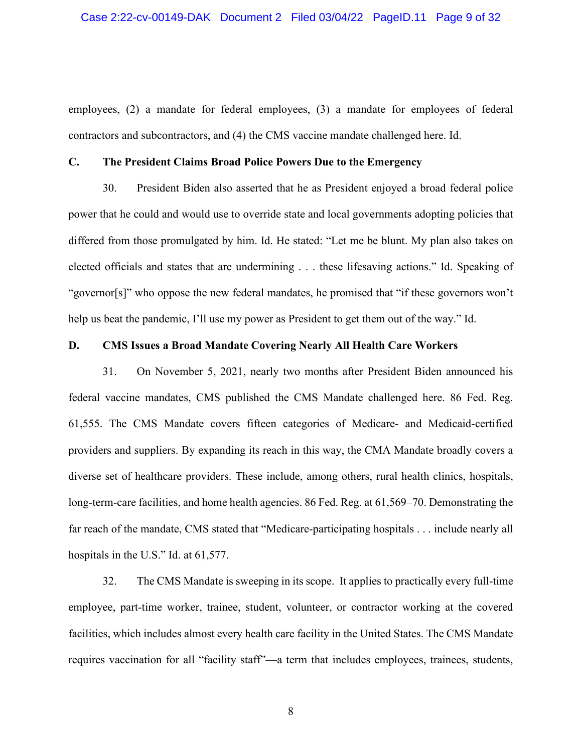employees, (2) a mandate for federal employees, (3) a mandate for employees of federal contractors and subcontractors, and (4) the CMS vaccine mandate challenged here. Id.

### C. The President Claims Broad Police Powers Due to the Emergency

30. President Biden also asserted that he as President enjoyed a broad federal police power that he could and would use to override state and local governments adopting policies that differed from those promulgated by him. Id. He stated: "Let me be blunt. My plan also takes on elected officials and states that are undermining . . . these lifesaving actions." Id. Speaking of "governor[s]" who oppose the new federal mandates, he promised that "if these governors won't help us beat the pandemic, I'll use my power as President to get them out of the way." Id.

### D. CMS Issues a Broad Mandate Covering Nearly All Health Care Workers

31. On November 5, 2021, nearly two months after President Biden announced his federal vaccine mandates, CMS published the CMS Mandate challenged here. 86 Fed. Reg. 61,555. The CMS Mandate covers fifteen categories of Medicare- and Medicaid-certified providers and suppliers. By expanding its reach in this way, the CMA Mandate broadly covers a diverse set of healthcare providers. These include, among others, rural health clinics, hospitals, long-term-care facilities, and home health agencies. 86 Fed. Reg. at 61,569–70. Demonstrating the far reach of the mandate, CMS stated that "Medicare-participating hospitals . . . include nearly all hospitals in the U.S." Id. at 61,577.

32. The CMS Mandate is sweeping in its scope. It applies to practically every full-time employee, part-time worker, trainee, student, volunteer, or contractor working at the covered facilities, which includes almost every health care facility in the United States. The CMS Mandate requires vaccination for all "facility staff"—a term that includes employees, trainees, students,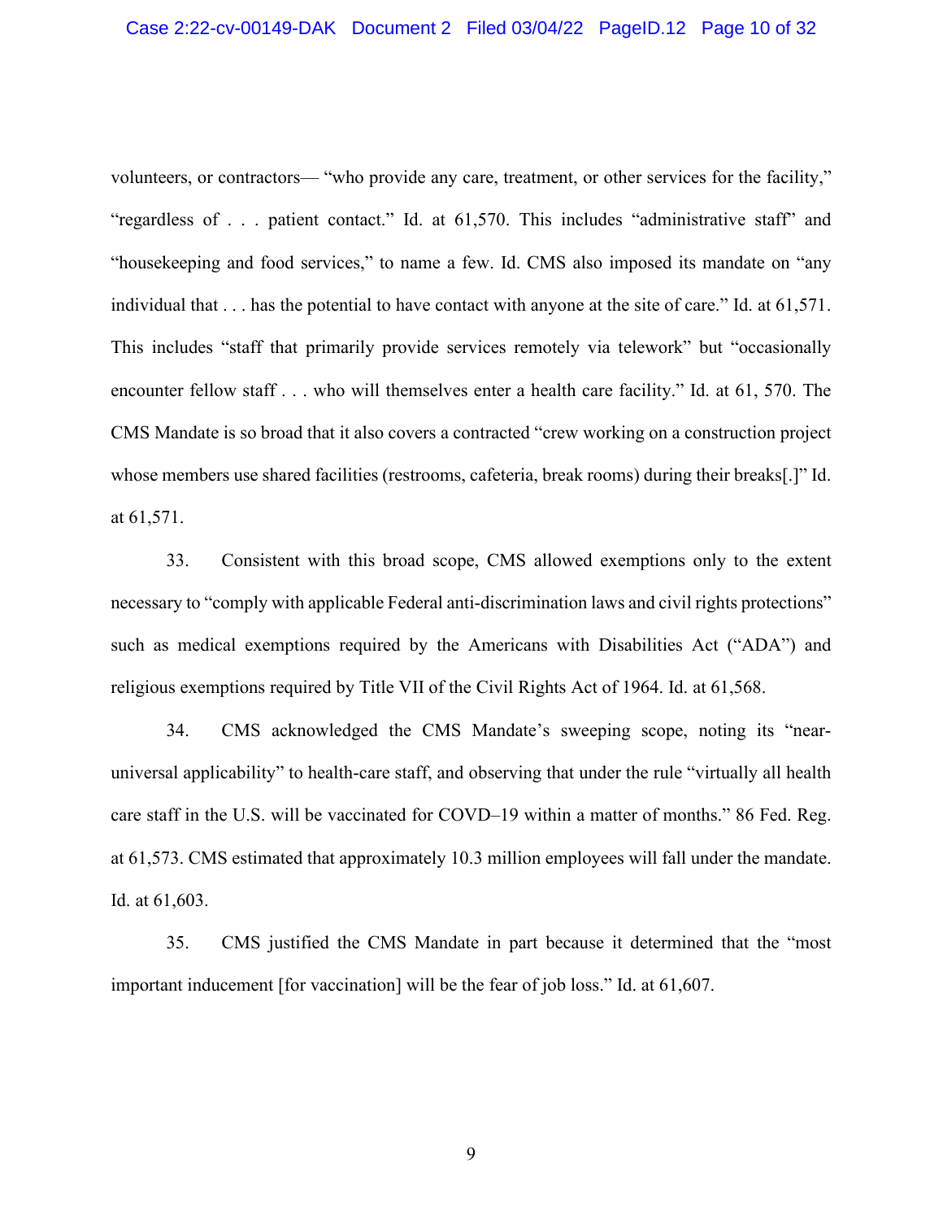volunteers, or contractors— "who provide any care, treatment, or other services for the facility," "regardless of . . . patient contact." Id. at 61,570. This includes "administrative staff" and "housekeeping and food services," to name a few. Id. CMS also imposed its mandate on "any individual that . . . has the potential to have contact with anyone at the site of care." Id. at 61,571. This includes "staff that primarily provide services remotely via telework" but "occasionally encounter fellow staff . . . who will themselves enter a health care facility." Id. at 61, 570. The CMS Mandate is so broad that it also covers a contracted "crew working on a construction project whose members use shared facilities (restrooms, cafeteria, break rooms) during their breaks[.]" Id. at 61,571.

33. Consistent with this broad scope, CMS allowed exemptions only to the extent necessary to "comply with applicable Federal anti-discrimination laws and civil rights protections" such as medical exemptions required by the Americans with Disabilities Act ("ADA") and religious exemptions required by Title VII of the Civil Rights Act of 1964. Id. at 61,568.

34. CMS acknowledged the CMS Mandate's sweeping scope, noting its "near-universal applicability" to health-care staff, and observing that under the rule "virtually all health care staff in the U.S. will be vaccinated for COVD–19 within a matter of months." 86 Fed. Reg. at 61,573. CMS estimated that approximately 10.3 million employees will fall under the mandate. Id. at 61,603.

35. CMS justified the CMS Mandate in part because it determined that the "most important inducement [for vaccination] will be the fear of job loss." Id. at 61,607.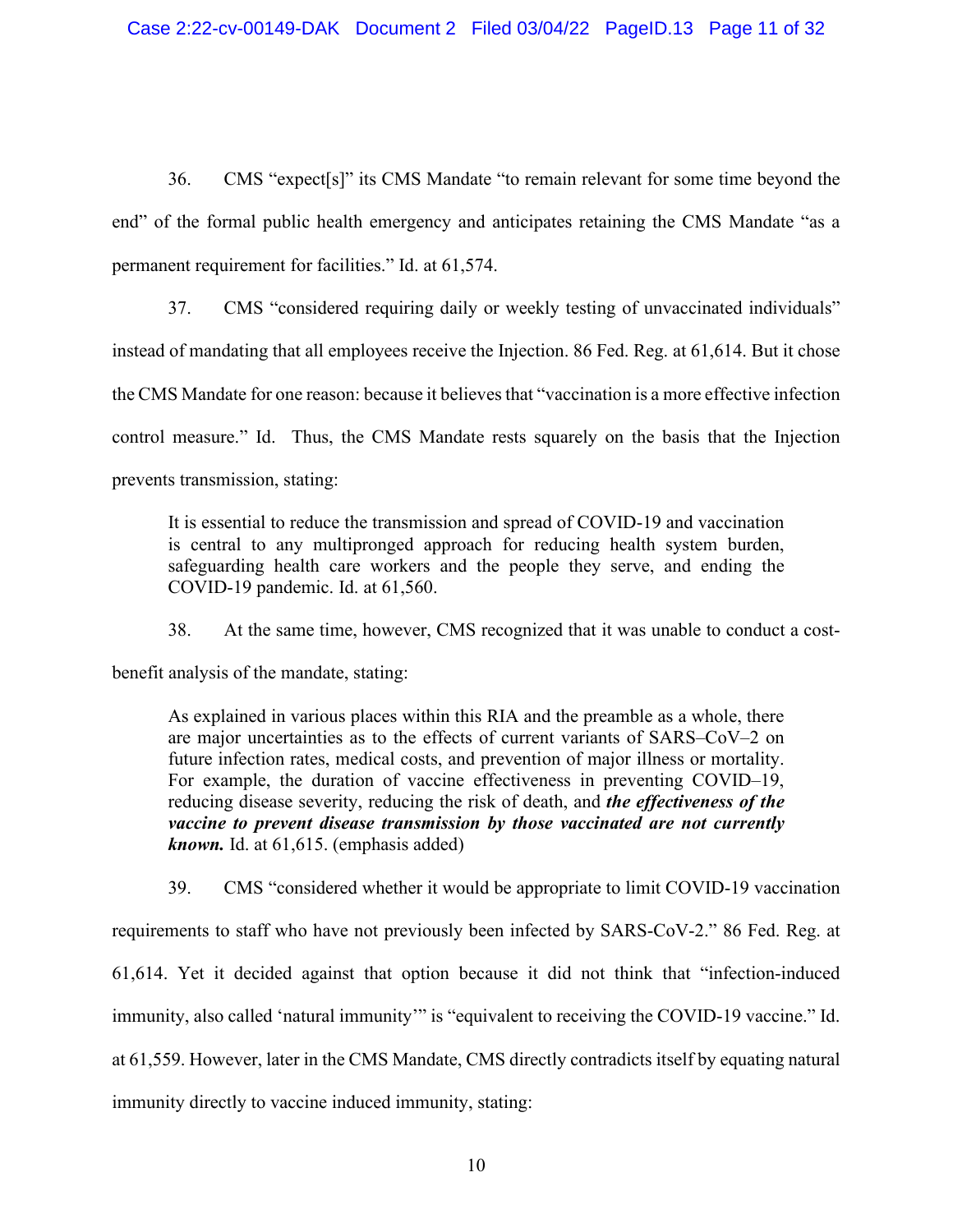36. CMS "expect[s]" its CMS Mandate "to remain relevant for some time beyond the end" of the formal public health emergency and anticipates retaining the CMS Mandate "as a permanent requirement for facilities." Id. at 61,574.

37. CMS "considered requiring daily or weekly testing of unvaccinated individuals" instead of mandating that all employees receive the Injection. 86 Fed. Reg. at 61,614. But it chose the CMS Mandate for one reason: because it believes that "vaccination is a more effective infection control measure." Id. Thus, the CMS Mandate rests squarely on the basis that the Injection prevents transmission, stating:

> It is essential to reduce the transmission and spread of COVID-19 and vaccination is central to any multipronged approach for reducing health system burden, safeguarding health care workers and the people they serve, and ending the COVID-19 pandemic. Id. at 61,560.

38. At the same time, however, CMS recognized that it was unable to conduct a cost-benefit analysis of the mandate, stating:

> As explained in various places within this RIA and the preamble as a whole, there are major uncertainties as to the effects of current variants of SARS–CoV–2 on future infection rates, medical costs, and prevention of major illness or mortality. For example, the duration of vaccine effectiveness in preventing COVID–19, reducing disease severity, reducing the risk of death, and ***the effectiveness of the vaccine to prevent disease transmission by those vaccinated are not currently known.*** Id. at 61,615. (emphasis added)

39. CMS "considered whether it would be appropriate to limit COVID-19 vaccination requirements to staff who have not previously been infected by SARS-CoV-2." 86 Fed. Reg. at 61,614. Yet it decided against that option because it did not think that "infection-induced immunity, also called 'natural immunity'" is "equivalent to receiving the COVID-19 vaccine." Id. at 61,559. However, later in the CMS Mandate, CMS directly contradicts itself by equating natural immunity directly to vaccine induced immunity, stating: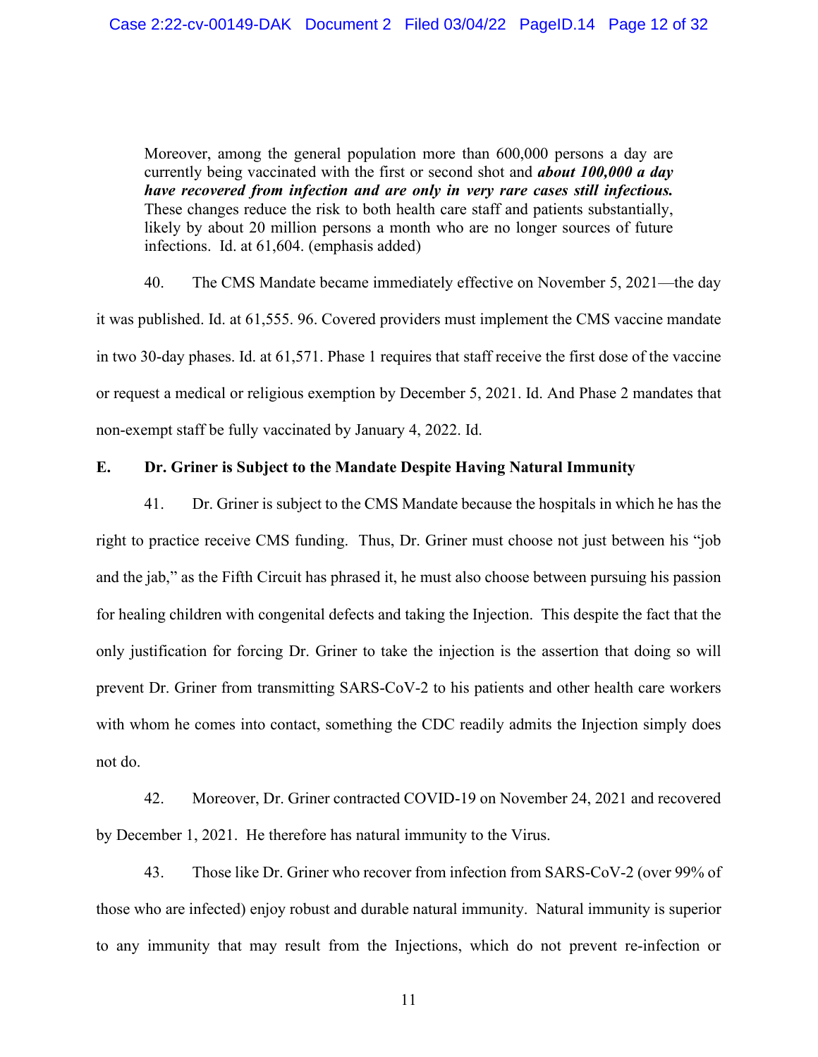> Moreover, among the general population more than 600,000 persons a day are currently being vaccinated with the first or second shot and ***about 100,000 a day have recovered from infection and are only in very rare cases still infectious.*** These changes reduce the risk to both health care staff and patients substantially, likely by about 20 million persons a month who are no longer sources of future infections. Id. at 61,604. (emphasis added)

40. The CMS Mandate became immediately effective on November 5, 2021—the day it was published. Id. at 61,555. 96. Covered providers must implement the CMS vaccine mandate in two 30-day phases. Id. at 61,571. Phase 1 requires that staff receive the first dose of the vaccine or request a medical or religious exemption by December 5, 2021. Id. And Phase 2 mandates that non-exempt staff be fully vaccinated by January 4, 2022. Id.

### E. Dr. Griner is Subject to the Mandate Despite Having Natural Immunity

41. Dr. Griner is subject to the CMS Mandate because the hospitals in which he has the right to practice receive CMS funding. Thus, Dr. Griner must choose not just between his "job and the jab," as the Fifth Circuit has phrased it, he must also choose between pursuing his passion for healing children with congenital defects and taking the Injection. This despite the fact that the only justification for forcing Dr. Griner to take the injection is the assertion that doing so will prevent Dr. Griner from transmitting SARS-CoV-2 to his patients and other health care workers with whom he comes into contact, something the CDC readily admits the Injection simply does not do.

42. Moreover, Dr. Griner contracted COVID-19 on November 24, 2021 and recovered by December 1, 2021. He therefore has natural immunity to the Virus.

43. Those like Dr. Griner who recover from infection from SARS-CoV-2 (over 99% of those who are infected) enjoy robust and durable natural immunity. Natural immunity is superior to any immunity that may result from the Injections, which do not prevent re-infection or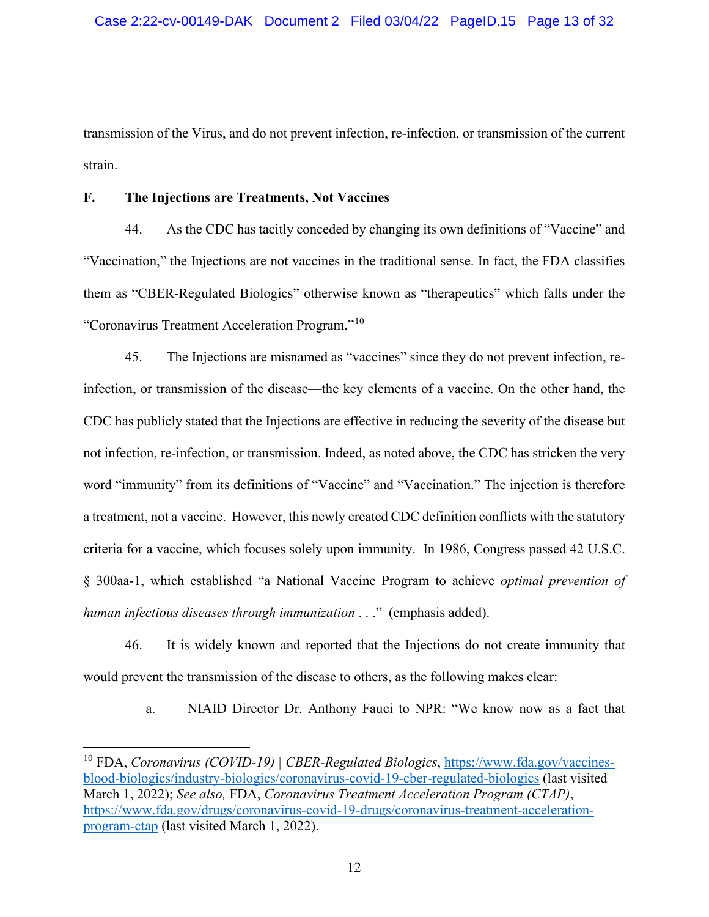transmission of the Virus, and do not prevent infection, re-infection, or transmission of the current strain.

**F. The Injections are Treatments, Not Vaccines**

44. As the CDC has tacitly conceded by changing its own definitions of "Vaccine" and "Vaccination," the Injections are not vaccines in the traditional sense. In fact, the FDA classifies them as "CBER-Regulated Biologics" otherwise known as "therapeutics" which falls under the "Coronavirus Treatment Acceleration Program."[10]

45. The Injections are misnamed as "vaccines" since they do not prevent infection, re-infection, or transmission of the disease—the key elements of a vaccine. On the other hand, the CDC has publicly stated that the Injections are effective in reducing the severity of the disease but not infection, re-infection, or transmission. Indeed, as noted above, the CDC has stricken the very word "immunity" from its definitions of "Vaccine" and "Vaccination." The injection is therefore a treatment, not a vaccine. However, this newly created CDC definition conflicts with the statutory criteria for a vaccine, which focuses solely upon immunity. In 1986, Congress passed 42 U.S.C. § 300aa-1, which established "a National Vaccine Program to achieve *optimal prevention of human infectious diseases through immunization* . . ." (emphasis added).

46. It is widely known and reported that the Injections do not create immunity that would prevent the transmission of the disease to others, as the following makes clear:

a. NIAID Director Dr. Anthony Fauci to NPR: "We know now as a fact that

---

[10] FDA, *Coronavirus (COVID-19) | CBER-Regulated Biologics*, https://www.fda.gov/vaccines-blood-biologics/industry-biologics/coronavirus-covid-19-cber-regulated-biologics (last visited March 1, 2022); *See also,* FDA, *Coronavirus Treatment Acceleration Program (CTAP)*, https://www.fda.gov/drugs/coronavirus-covid-19-drugs/coronavirus-treatment-acceleration-program-ctap (last visited March 1, 2022).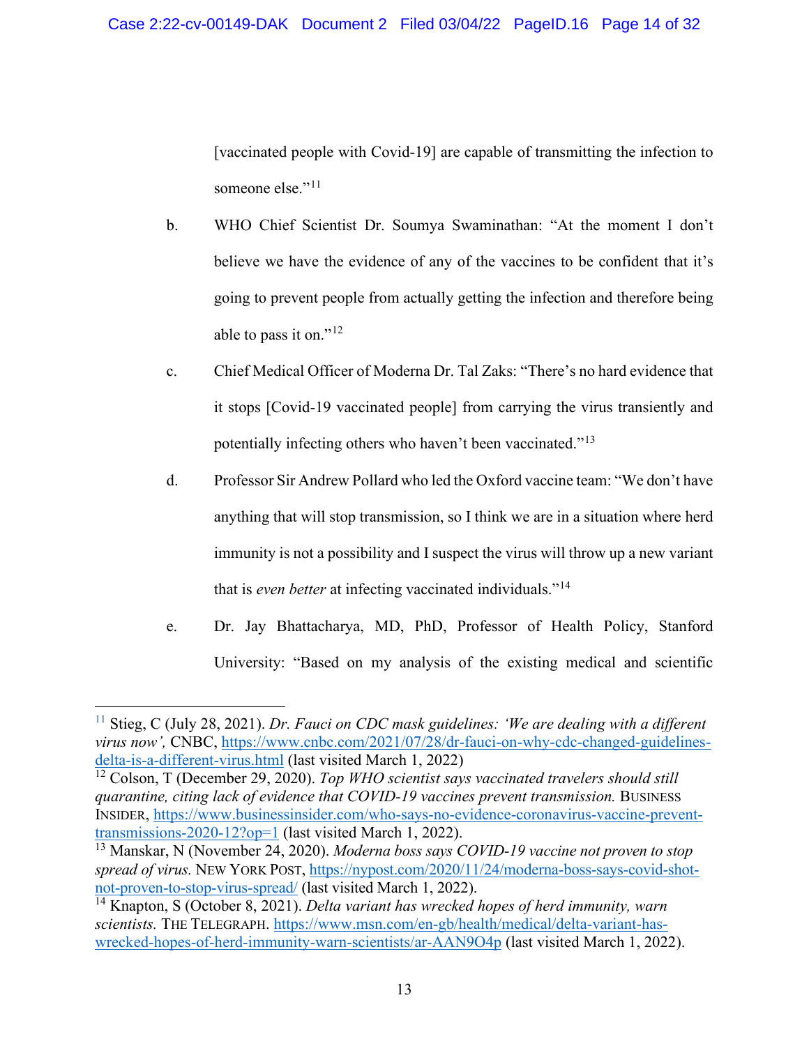[vaccinated people with Covid-19] are capable of transmitting the infection to someone else."[11]

b. WHO Chief Scientist Dr. Soumya Swaminathan: "At the moment I don't believe we have the evidence of any of the vaccines to be confident that it's going to prevent people from actually getting the infection and therefore being able to pass it on."[12]

c. Chief Medical Officer of Moderna Dr. Tal Zaks: "There's no hard evidence that it stops [Covid-19 vaccinated people] from carrying the virus transiently and potentially infecting others who haven't been vaccinated."[13]

d. Professor Sir Andrew Pollard who led the Oxford vaccine team: "We don't have anything that will stop transmission, so I think we are in a situation where herd immunity is not a possibility and I suspect the virus will throw up a new variant that is *even better* at infecting vaccinated individuals."[14]

e. Dr. Jay Bhattacharya, MD, PhD, Professor of Health Policy, Stanford University: "Based on my analysis of the existing medical and scientific

---

[11] Stieg, C (July 28, 2021). *Dr. Fauci on CDC mask guidelines: 'We are dealing with a different virus now',* CNBC, https://www.cnbc.com/2021/07/28/dr-fauci-on-why-cdc-changed-guidelines-delta-is-a-different-virus.html (last visited March 1, 2022)

[12] Colson, T (December 29, 2020). *Top WHO scientist says vaccinated travelers should still quarantine, citing lack of evidence that COVID-19 vaccines prevent transmission.* BUSINESS INSIDER, https://www.businessinsider.com/who-says-no-evidence-coronavirus-vaccine-prevent-transmissions-2020-12?op=1 (last visited March 1, 2022).

[13] Manskar, N (November 24, 2020). *Moderna boss says COVID-19 vaccine not proven to stop spread of virus.* NEW YORK POST, https://nypost.com/2020/11/24/moderna-boss-says-covid-shot-not-proven-to-stop-virus-spread/ (last visited March 1, 2022).

[14] Knapton, S (October 8, 2021). *Delta variant has wrecked hopes of herd immunity, warn scientists.* THE TELEGRAPH. https://www.msn.com/en-gb/health/medical/delta-variant-has-wrecked-hopes-of-herd-immunity-warn-scientists/ar-AAN9O4p (last visited March 1, 2022).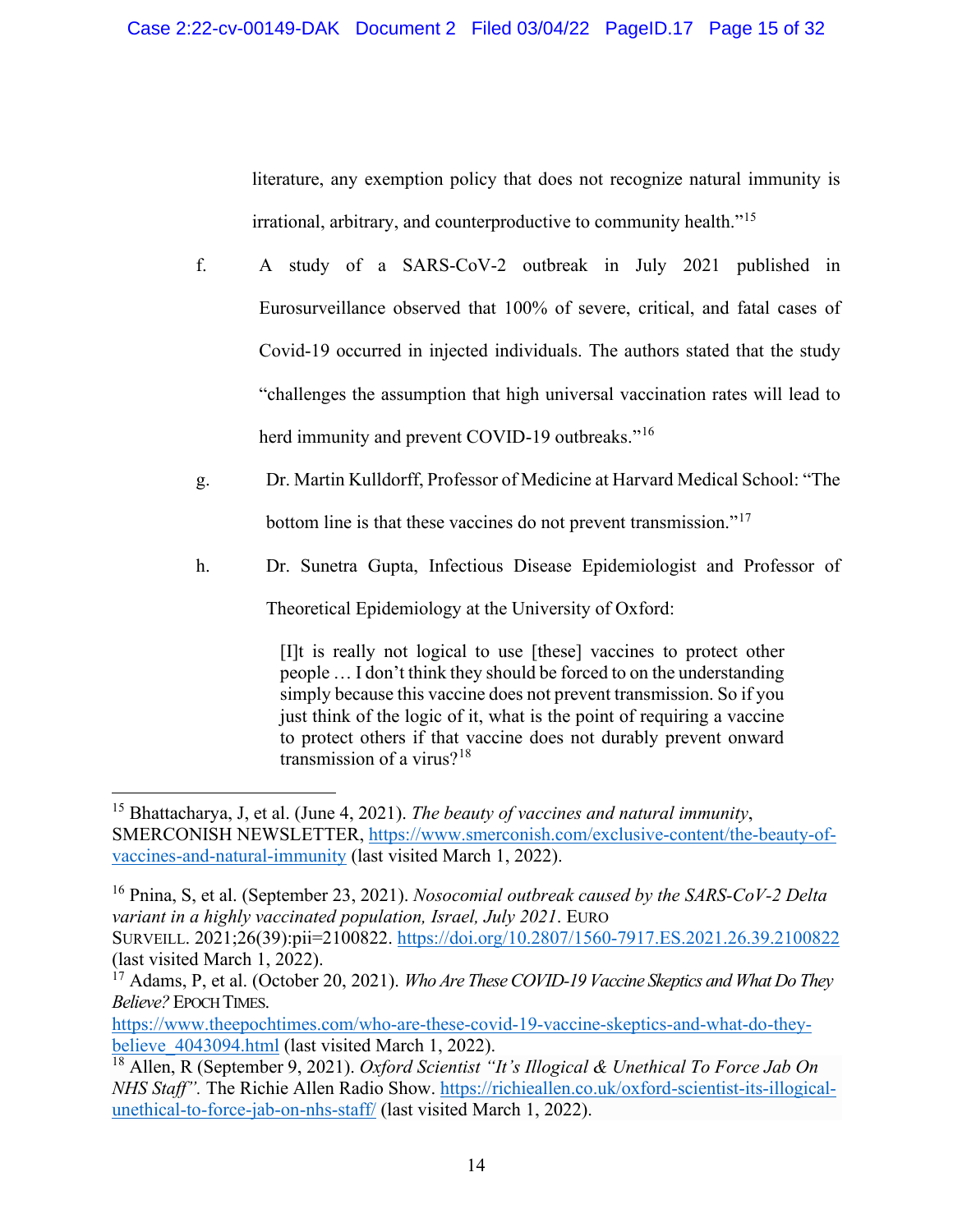literature, any exemption policy that does not recognize natural immunity is irrational, arbitrary, and counterproductive to community health."[15]

f. A study of a SARS-CoV-2 outbreak in July 2021 published in Eurosurveillance observed that 100% of severe, critical, and fatal cases of Covid-19 occurred in injected individuals. The authors stated that the study "challenges the assumption that high universal vaccination rates will lead to herd immunity and prevent COVID-19 outbreaks."[16]

g. Dr. Martin Kulldorff, Professor of Medicine at Harvard Medical School: "The bottom line is that these vaccines do not prevent transmission."[17]

h. Dr. Sunetra Gupta, Infectious Disease Epidemiologist and Professor of Theoretical Epidemiology at the University of Oxford:

> [I]t is really not logical to use [these] vaccines to protect other people … I don't think they should be forced to on the understanding simply because this vaccine does not prevent transmission. So if you just think of the logic of it, what is the point of requiring a vaccine to protect others if that vaccine does not durably prevent onward transmission of a virus?[18]

---

[15] Bhattacharya, J, et al. (June 4, 2021). *The beauty of vaccines and natural immunity*, SMERCONISH NEWSLETTER, https://www.smerconish.com/exclusive-content/the-beauty-of-vaccines-and-natural-immunity (last visited March 1, 2022).

[16] Pnina, S, et al. (September 23, 2021). *Nosocomial outbreak caused by the SARS-CoV-2 Delta variant in a highly vaccinated population, Israel, July 2021*. EURO SURVEILL. 2021;26(39):pii=2100822. https://doi.org/10.2807/1560-7917.ES.2021.26.39.2100822 (last visited March 1, 2022).

[17] Adams, P, et al. (October 20, 2021). *Who Are These COVID-19 Vaccine Skeptics and What Do They Believe?* EPOCH TIMES. https://www.theepochtimes.com/who-are-these-covid-19-vaccine-skeptics-and-what-do-they-believe_4043094.html (last visited March 1, 2022).

[18] Allen, R (September 9, 2021). *Oxford Scientist "It's Illogical & Unethical To Force Jab On NHS Staff"*. The Richie Allen Radio Show. https://richieallen.co.uk/oxford-scientist-its-illogical-unethical-to-force-jab-on-nhs-staff/ (last visited March 1, 2022).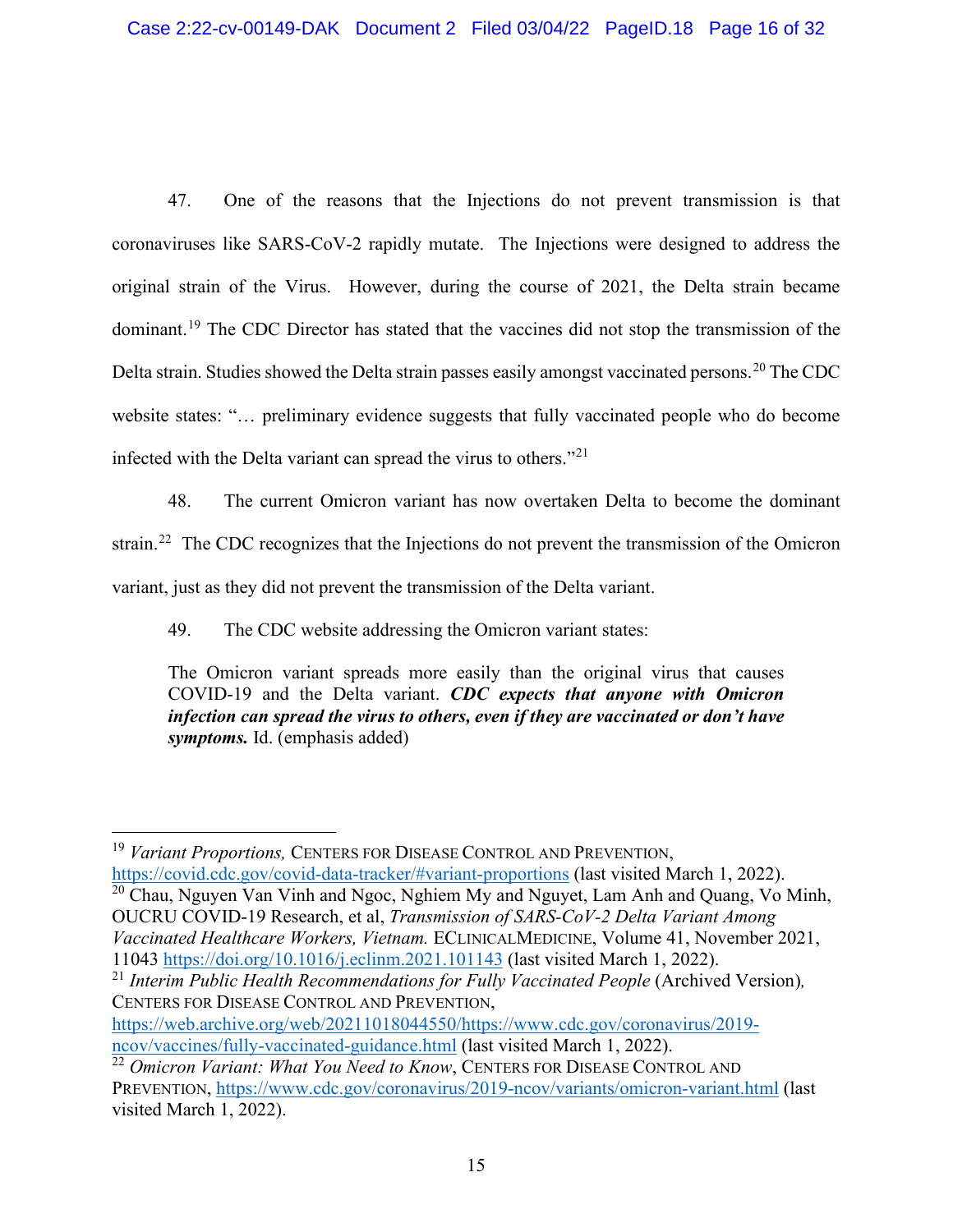47. One of the reasons that the Injections do not prevent transmission is that coronaviruses like SARS-CoV-2 rapidly mutate. The Injections were designed to address the original strain of the Virus. However, during the course of 2021, the Delta strain became dominant.[19] The CDC Director has stated that the vaccines did not stop the transmission of the Delta strain. Studies showed the Delta strain passes easily amongst vaccinated persons.[20] The CDC website states: "… preliminary evidence suggests that fully vaccinated people who do become infected with the Delta variant can spread the virus to others."[21]

48. The current Omicron variant has now overtaken Delta to become the dominant strain.[22] The CDC recognizes that the Injections do not prevent the transmission of the Omicron variant, just as they did not prevent the transmission of the Delta variant.

49. The CDC website addressing the Omicron variant states:

> The Omicron variant spreads more easily than the original virus that causes COVID-19 and the Delta variant. ***CDC expects that anyone with Omicron infection can spread the virus to others, even if they are vaccinated or don't have symptoms.*** Id. (emphasis added)

---

[19] *Variant Proportions,* Centers for Disease Control and Prevention, https://covid.cdc.gov/covid-data-tracker/#variant-proportions (last visited March 1, 2022).

[20] Chau, Nguyen Van Vinh and Ngoc, Nghiem My and Nguyet, Lam Anh and Quang, Vo Minh, OUCRU COVID-19 Research, et al, *Transmission of SARS-CoV-2 Delta Variant Among Vaccinated Healthcare Workers, Vietnam.* EClinicalMedicine, Volume 41, November 2021, 11043 https://doi.org/10.1016/j.eclinm.2021.101143 (last visited March 1, 2022).

[21] *Interim Public Health Recommendations for Fully Vaccinated People* (Archived Version)*,* Centers for Disease Control and Prevention, https://web.archive.org/web/20211018044550/https://www.cdc.gov/coronavirus/2019-ncov/vaccines/fully-vaccinated-guidance.html (last visited March 1, 2022).

[22] *Omicron Variant: What You Need to Know*, Centers for Disease Control and Prevention, https://www.cdc.gov/coronavirus/2019-ncov/variants/omicron-variant.html (last visited March 1, 2022).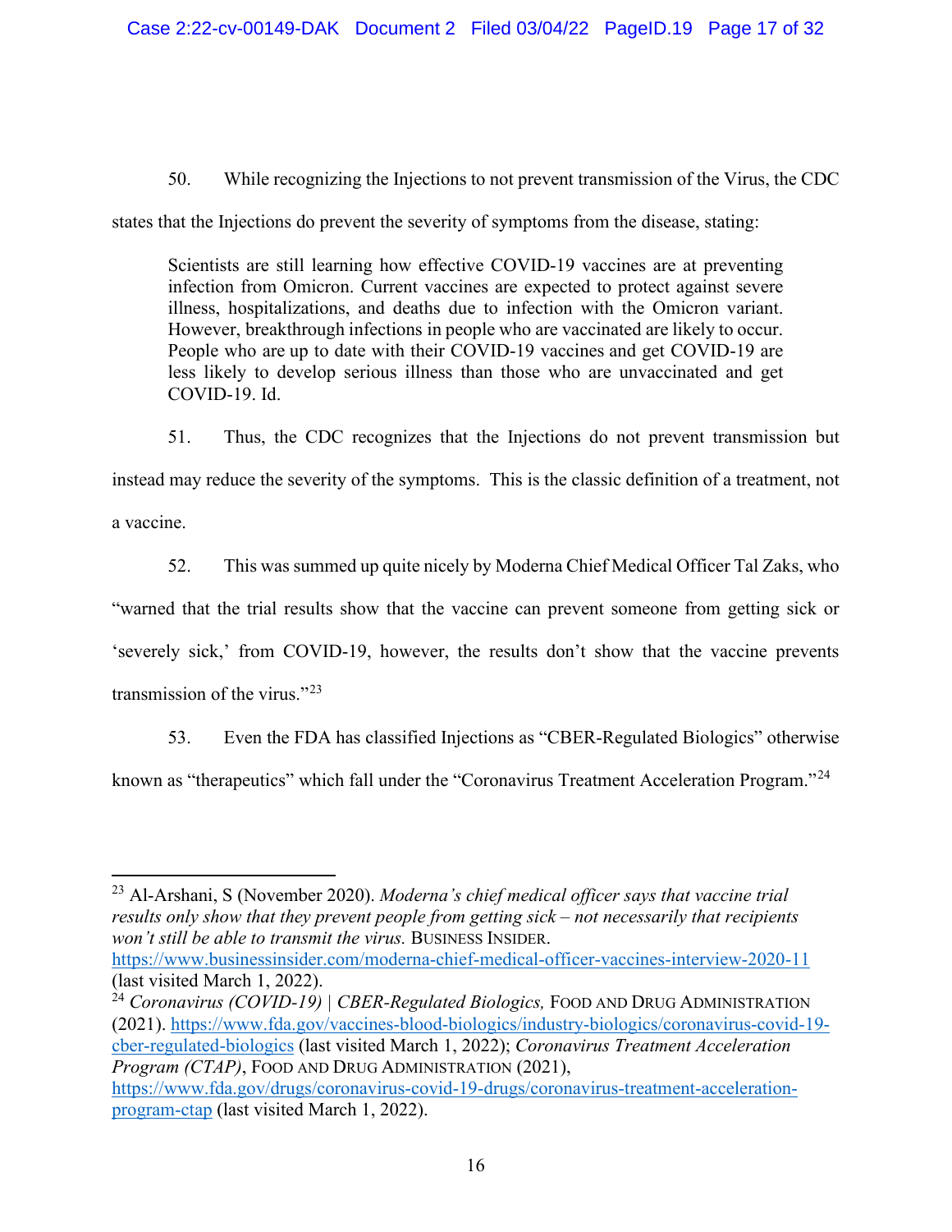50. While recognizing the Injections to not prevent transmission of the Virus, the CDC states that the Injections do prevent the severity of symptoms from the disease, stating:

> Scientists are still learning how effective COVID-19 vaccines are at preventing infection from Omicron. Current vaccines are expected to protect against severe illness, hospitalizations, and deaths due to infection with the Omicron variant. However, breakthrough infections in people who are vaccinated are likely to occur. People who are up to date with their COVID-19 vaccines and get COVID-19 are less likely to develop serious illness than those who are unvaccinated and get COVID-19. Id.

51. Thus, the CDC recognizes that the Injections do not prevent transmission but instead may reduce the severity of the symptoms. This is the classic definition of a treatment, not a vaccine.

52. This was summed up quite nicely by Moderna Chief Medical Officer Tal Zaks, who "warned that the trial results show that the vaccine can prevent someone from getting sick or 'severely sick,' from COVID-19, however, the results don't show that the vaccine prevents transmission of the virus."[23]

53. Even the FDA has classified Injections as "CBER-Regulated Biologics" otherwise known as "therapeutics" which fall under the "Coronavirus Treatment Acceleration Program."[24]

---

[23] Al-Arshani, S (November 2020). *Moderna's chief medical officer says that vaccine trial results only show that they prevent people from getting sick – not necessarily that recipients won't still be able to transmit the virus.* BUSINESS INSIDER. https://www.businessinsider.com/moderna-chief-medical-officer-vaccines-interview-2020-11 (last visited March 1, 2022).

[24] *Coronavirus (COVID-19) | CBER-Regulated Biologics,* FOOD AND DRUG ADMINISTRATION (2021). https://www.fda.gov/vaccines-blood-biologics/industry-biologics/coronavirus-covid-19-cber-regulated-biologics (last visited March 1, 2022); *Coronavirus Treatment Acceleration Program (CTAP)*, FOOD AND DRUG ADMINISTRATION (2021), https://www.fda.gov/drugs/coronavirus-covid-19-drugs/coronavirus-treatment-acceleration-program-ctap (last visited March 1, 2022).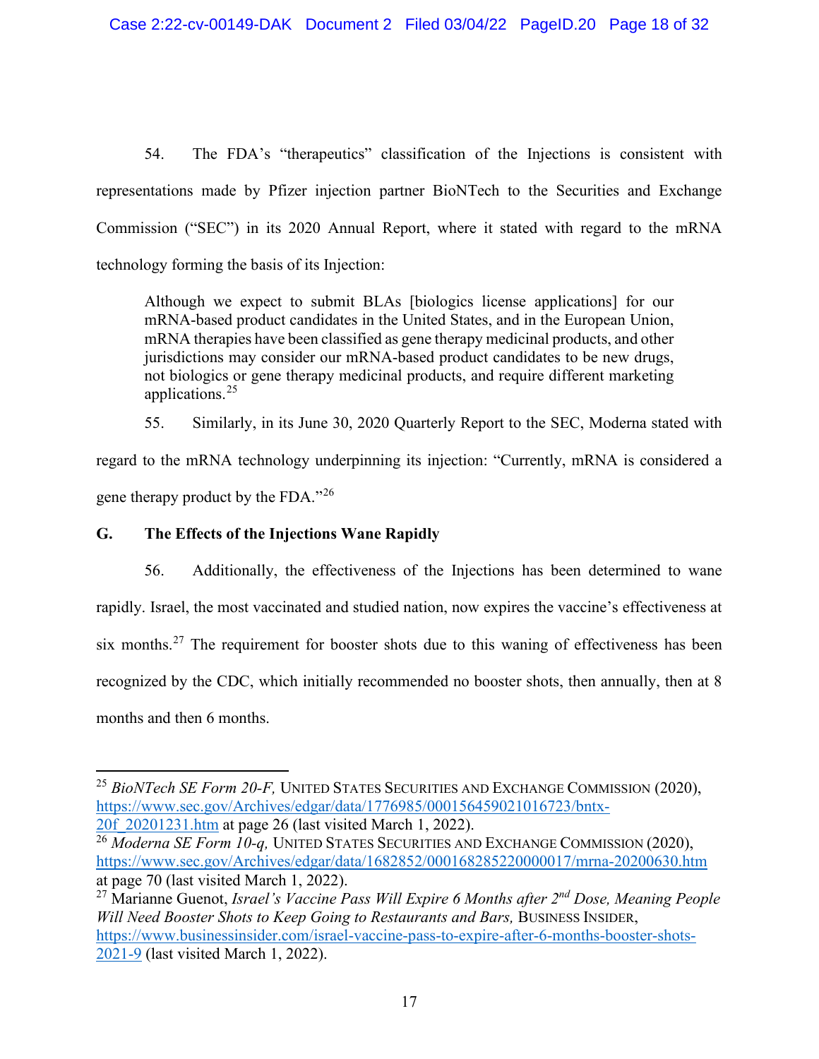54. The FDA's "therapeutics" classification of the Injections is consistent with representations made by Pfizer injection partner BioNTech to the Securities and Exchange Commission ("SEC") in its 2020 Annual Report, where it stated with regard to the mRNA technology forming the basis of its Injection:

> Although we expect to submit BLAs [biologics license applications] for our mRNA-based product candidates in the United States, and in the European Union, mRNA therapies have been classified as gene therapy medicinal products, and other jurisdictions may consider our mRNA-based product candidates to be new drugs, not biologics or gene therapy medicinal products, and require different marketing applications.[25]

55. Similarly, in its June 30, 2020 Quarterly Report to the SEC, Moderna stated with regard to the mRNA technology underpinning its injection: "Currently, mRNA is considered a gene therapy product by the FDA."[26]

## G. The Effects of the Injections Wane Rapidly

56. Additionally, the effectiveness of the Injections has been determined to wane rapidly. Israel, the most vaccinated and studied nation, now expires the vaccine's effectiveness at six months.[27] The requirement for booster shots due to this waning of effectiveness has been recognized by the CDC, which initially recommended no booster shots, then annually, then at 8 months and then 6 months.

---

[25] *BioNTech SE Form 20-F,* UNITED STATES SECURITIES AND EXCHANGE COMMISSION (2020), https://www.sec.gov/Archives/edgar/data/1776985/000156459021016723/bntx-20f_20201231.htm at page 26 (last visited March 1, 2022).

[26] *Moderna SE Form 10-q,* UNITED STATES SECURITIES AND EXCHANGE COMMISSION (2020), https://www.sec.gov/Archives/edgar/data/1682852/000168285220000017/mrna-20200630.htm at page 70 (last visited March 1, 2022).

[27] Marianne Guenot, *Israel's Vaccine Pass Will Expire 6 Months after 2nd Dose, Meaning People Will Need Booster Shots to Keep Going to Restaurants and Bars,* BUSINESS INSIDER, https://www.businessinsider.com/israel-vaccine-pass-to-expire-after-6-months-booster-shots-2021-9 (last visited March 1, 2022).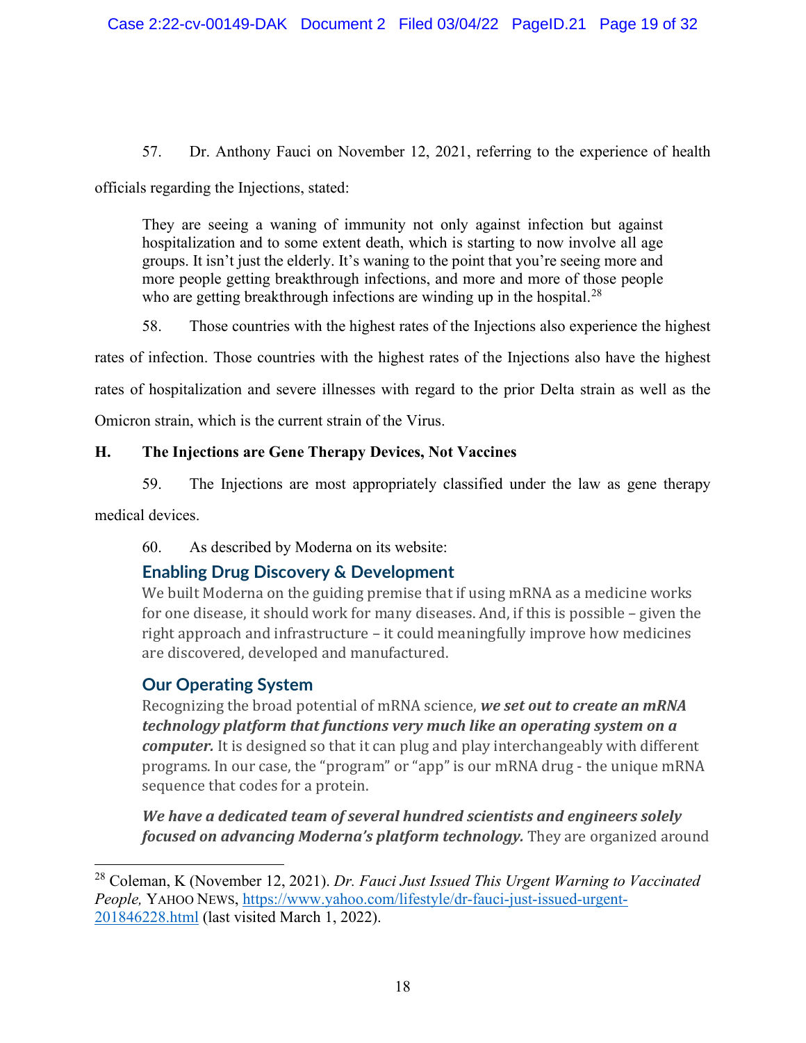57. Dr. Anthony Fauci on November 12, 2021, referring to the experience of health officials regarding the Injections, stated:

> They are seeing a waning of immunity not only against infection but against hospitalization and to some extent death, which is starting to now involve all age groups. It isn't just the elderly. It's waning to the point that you're seeing more and more people getting breakthrough infections, and more and more of those people who are getting breakthrough infections are winding up in the hospital.[28]

58. Those countries with the highest rates of the Injections also experience the highest rates of infection. Those countries with the highest rates of the Injections also have the highest rates of hospitalization and severe illnesses with regard to the prior Delta strain as well as the Omicron strain, which is the current strain of the Virus.

### H. The Injections are Gene Therapy Devices, Not Vaccines

59. The Injections are most appropriately classified under the law as gene therapy medical devices.

60. As described by Moderna on its website:

> **Enabling Drug Discovery & Development**
>
> We built Moderna on the guiding premise that if using mRNA as a medicine works for one disease, it should work for many diseases. And, if this is possible – given the right approach and infrastructure – it could meaningfully improve how medicines are discovered, developed and manufactured.
>
> **Our Operating System**
>
> Recognizing the broad potential of mRNA science, ***we set out to create an mRNA technology platform that functions very much like an operating system on a computer.*** It is designed so that it can plug and play interchangeably with different programs. In our case, the "program" or "app" is our mRNA drug - the unique mRNA sequence that codes for a protein.
>
> ***We have a dedicated team of several hundred scientists and engineers solely focused on advancing Moderna's platform technology.*** They are organized around

---

[28] Coleman, K (November 12, 2021). *Dr. Fauci Just Issued This Urgent Warning to Vaccinated People,* YAHOO NEWS, https://www.yahoo.com/lifestyle/dr-fauci-just-issued-urgent-201846228.html (last visited March 1, 2022).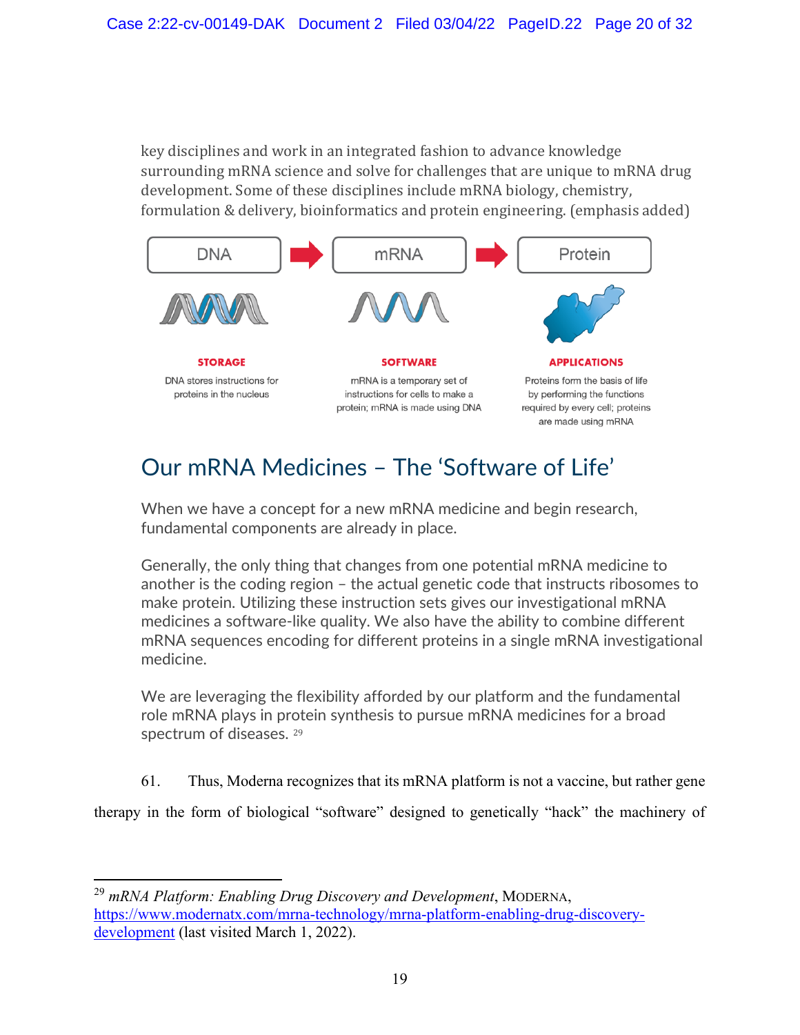key disciplines and work in an integrated fashion to advance knowledge surrounding mRNA science and solve for challenges that are unique to mRNA drug development. Some of these disciplines include mRNA biology, chemistry, formulation & delivery, bioinformatics and protein engineering. (emphasis added)

DNA → mRNA → Protein

**STORAGE**
DNA stores instructions for proteins in the nucleus

**SOFTWARE**
mRNA is a temporary set of instructions for cells to make a protein; mRNA is made using DNA

**APPLICATIONS**
Proteins form the basis of life by performing the functions required by every cell; proteins are made using mRNA

## Our mRNA Medicines – The 'Software of Life'

When we have a concept for a new mRNA medicine and begin research, fundamental components are already in place.

Generally, the only thing that changes from one potential mRNA medicine to another is the coding region – the actual genetic code that instructs ribosomes to make protein. Utilizing these instruction sets gives our investigational mRNA medicines a software-like quality. We also have the ability to combine different mRNA sequences encoding for different proteins in a single mRNA investigational medicine.

We are leveraging the flexibility afforded by our platform and the fundamental role mRNA plays in protein synthesis to pursue mRNA medicines for a broad spectrum of diseases. [29]

61. Thus, Moderna recognizes that its mRNA platform is not a vaccine, but rather gene therapy in the form of biological "software" designed to genetically "hack" the machinery of

---

[29] *mRNA Platform: Enabling Drug Discovery and Development*, MODERNA, https://www.modernatx.com/mrna-technology/mrna-platform-enabling-drug-discovery-development (last visited March 1, 2022).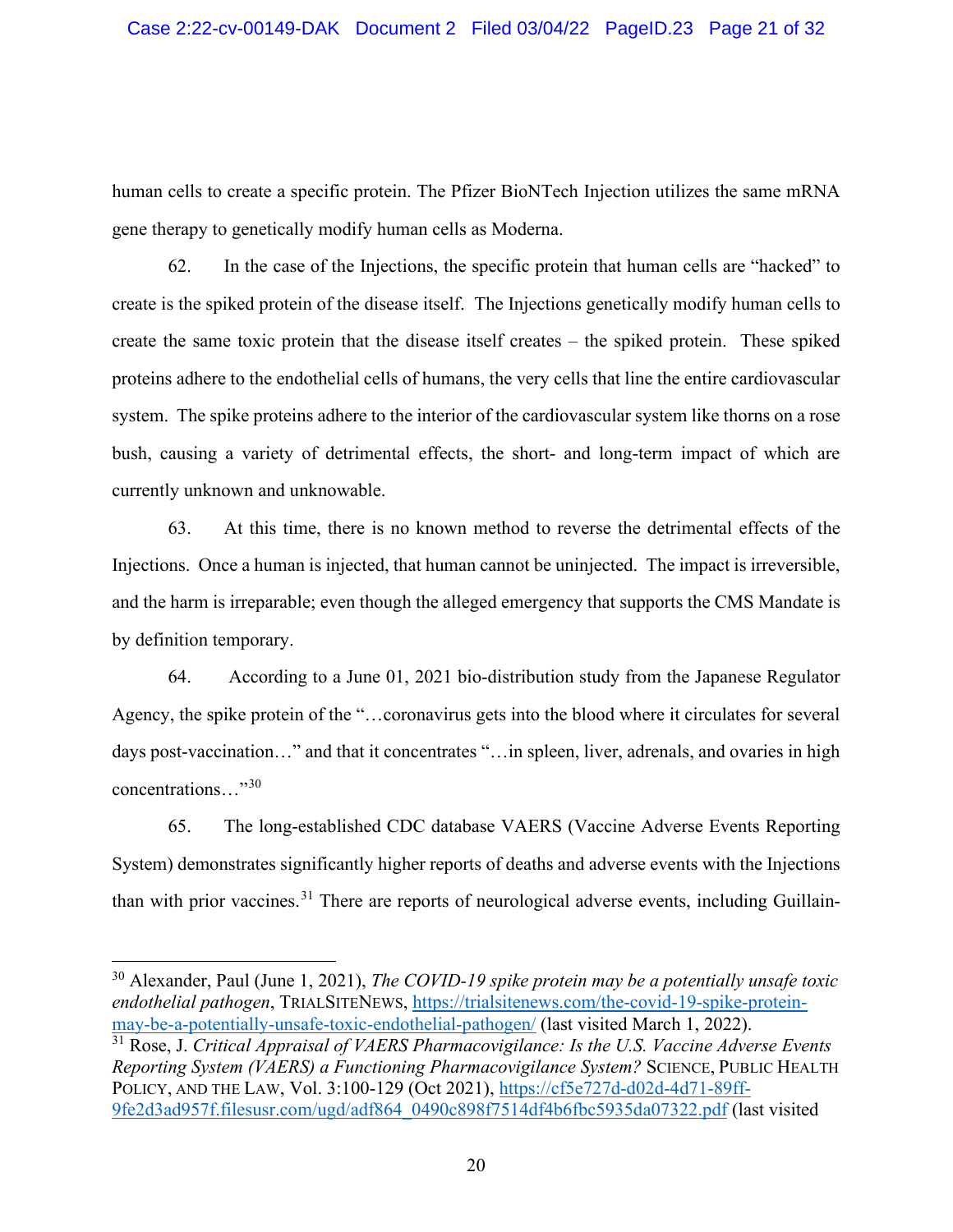human cells to create a specific protein. The Pfizer BioNTech Injection utilizes the same mRNA gene therapy to genetically modify human cells as Moderna.

62. In the case of the Injections, the specific protein that human cells are "hacked" to create is the spiked protein of the disease itself. The Injections genetically modify human cells to create the same toxic protein that the disease itself creates – the spiked protein. These spiked proteins adhere to the endothelial cells of humans, the very cells that line the entire cardiovascular system. The spike proteins adhere to the interior of the cardiovascular system like thorns on a rose bush, causing a variety of detrimental effects, the short- and long-term impact of which are currently unknown and unknowable.

63. At this time, there is no known method to reverse the detrimental effects of the Injections. Once a human is injected, that human cannot be uninjected. The impact is irreversible, and the harm is irreparable; even though the alleged emergency that supports the CMS Mandate is by definition temporary.

64. According to a June 01, 2021 bio-distribution study from the Japanese Regulator Agency, the spike protein of the "…coronavirus gets into the blood where it circulates for several days post-vaccination…" and that it concentrates "…in spleen, liver, adrenals, and ovaries in high concentrations…"[30]

65. The long-established CDC database VAERS (Vaccine Adverse Events Reporting System) demonstrates significantly higher reports of deaths and adverse events with the Injections than with prior vaccines.[31] There are reports of neurological adverse events, including Guillain-

---

[30] Alexander, Paul (June 1, 2021), *The COVID-19 spike protein may be a potentially unsafe toxic endothelial pathogen*, TRIALSITENEWS, https://trialsitenews.com/the-covid-19-spike-protein-may-be-a-potentially-unsafe-toxic-endothelial-pathogen/ (last visited March 1, 2022).

[31] Rose, J. *Critical Appraisal of VAERS Pharmacovigilance: Is the U.S. Vaccine Adverse Events Reporting System (VAERS) a Functioning Pharmacovigilance System?* SCIENCE, PUBLIC HEALTH POLICY, AND THE LAW, Vol. 3:100-129 (Oct 2021), https://cf5e727d-d02d-4d71-89ff-9fe2d3ad957f.filesusr.com/ugd/adf864_0490c898f7514df4b6fbc5935da07322.pdf (last visited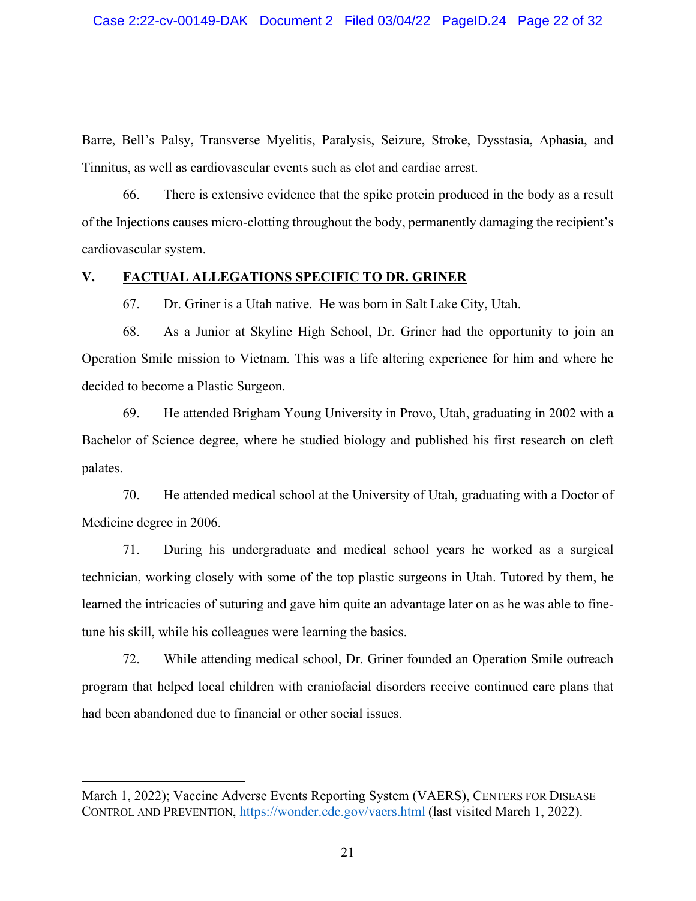Barre, Bell's Palsy, Transverse Myelitis, Paralysis, Seizure, Stroke, Dysstasia, Aphasia, and Tinnitus, as well as cardiovascular events such as clot and cardiac arrest.

66. There is extensive evidence that the spike protein produced in the body as a result of the Injections causes micro-clotting throughout the body, permanently damaging the recipient's cardiovascular system.

## V. FACTUAL ALLEGATIONS SPECIFIC TO DR. GRINER

67. Dr. Griner is a Utah native. He was born in Salt Lake City, Utah.

68. As a Junior at Skyline High School, Dr. Griner had the opportunity to join an Operation Smile mission to Vietnam. This was a life altering experience for him and where he decided to become a Plastic Surgeon.

69. He attended Brigham Young University in Provo, Utah, graduating in 2002 with a Bachelor of Science degree, where he studied biology and published his first research on cleft palates.

70. He attended medical school at the University of Utah, graduating with a Doctor of Medicine degree in 2006.

71. During his undergraduate and medical school years he worked as a surgical technician, working closely with some of the top plastic surgeons in Utah. Tutored by them, he learned the intricacies of suturing and gave him quite an advantage later on as he was able to fine-tune his skill, while his colleagues were learning the basics.

72. While attending medical school, Dr. Griner founded an Operation Smile outreach program that helped local children with craniofacial disorders receive continued care plans that had been abandoned due to financial or other social issues.

---

March 1, 2022); Vaccine Adverse Events Reporting System (VAERS), CENTERS FOR DISEASE CONTROL AND PREVENTION, https://wonder.cdc.gov/vaers.html (last visited March 1, 2022).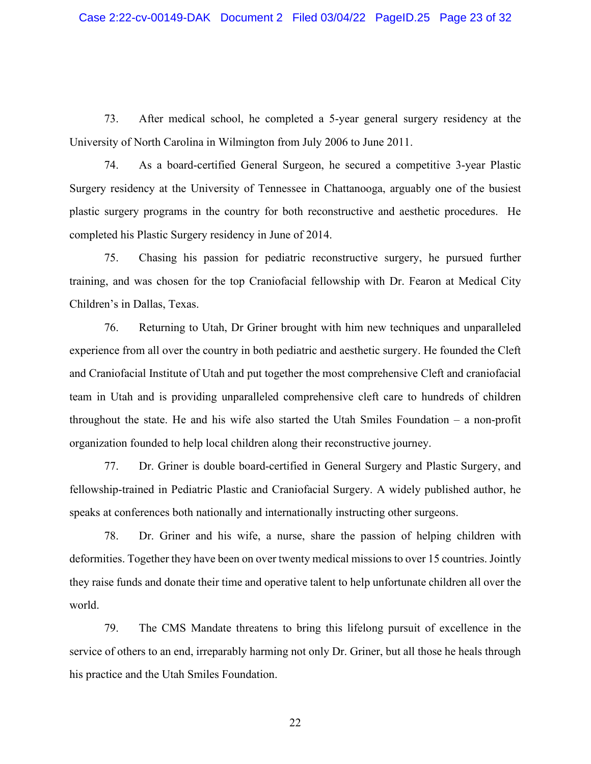73. After medical school, he completed a 5-year general surgery residency at the University of North Carolina in Wilmington from July 2006 to June 2011.

74. As a board-certified General Surgeon, he secured a competitive 3-year Plastic Surgery residency at the University of Tennessee in Chattanooga, arguably one of the busiest plastic surgery programs in the country for both reconstructive and aesthetic procedures. He completed his Plastic Surgery residency in June of 2014.

75. Chasing his passion for pediatric reconstructive surgery, he pursued further training, and was chosen for the top Craniofacial fellowship with Dr. Fearon at Medical City Children's in Dallas, Texas.

76. Returning to Utah, Dr Griner brought with him new techniques and unparalleled experience from all over the country in both pediatric and aesthetic surgery. He founded the Cleft and Craniofacial Institute of Utah and put together the most comprehensive Cleft and craniofacial team in Utah and is providing unparalleled comprehensive cleft care to hundreds of children throughout the state. He and his wife also started the Utah Smiles Foundation – a non-profit organization founded to help local children along their reconstructive journey.

77. Dr. Griner is double board-certified in General Surgery and Plastic Surgery, and fellowship-trained in Pediatric Plastic and Craniofacial Surgery. A widely published author, he speaks at conferences both nationally and internationally instructing other surgeons.

78. Dr. Griner and his wife, a nurse, share the passion of helping children with deformities. Together they have been on over twenty medical missions to over 15 countries. Jointly they raise funds and donate their time and operative talent to help unfortunate children all over the world.

79. The CMS Mandate threatens to bring this lifelong pursuit of excellence in the service of others to an end, irreparably harming not only Dr. Griner, but all those he heals through his practice and the Utah Smiles Foundation.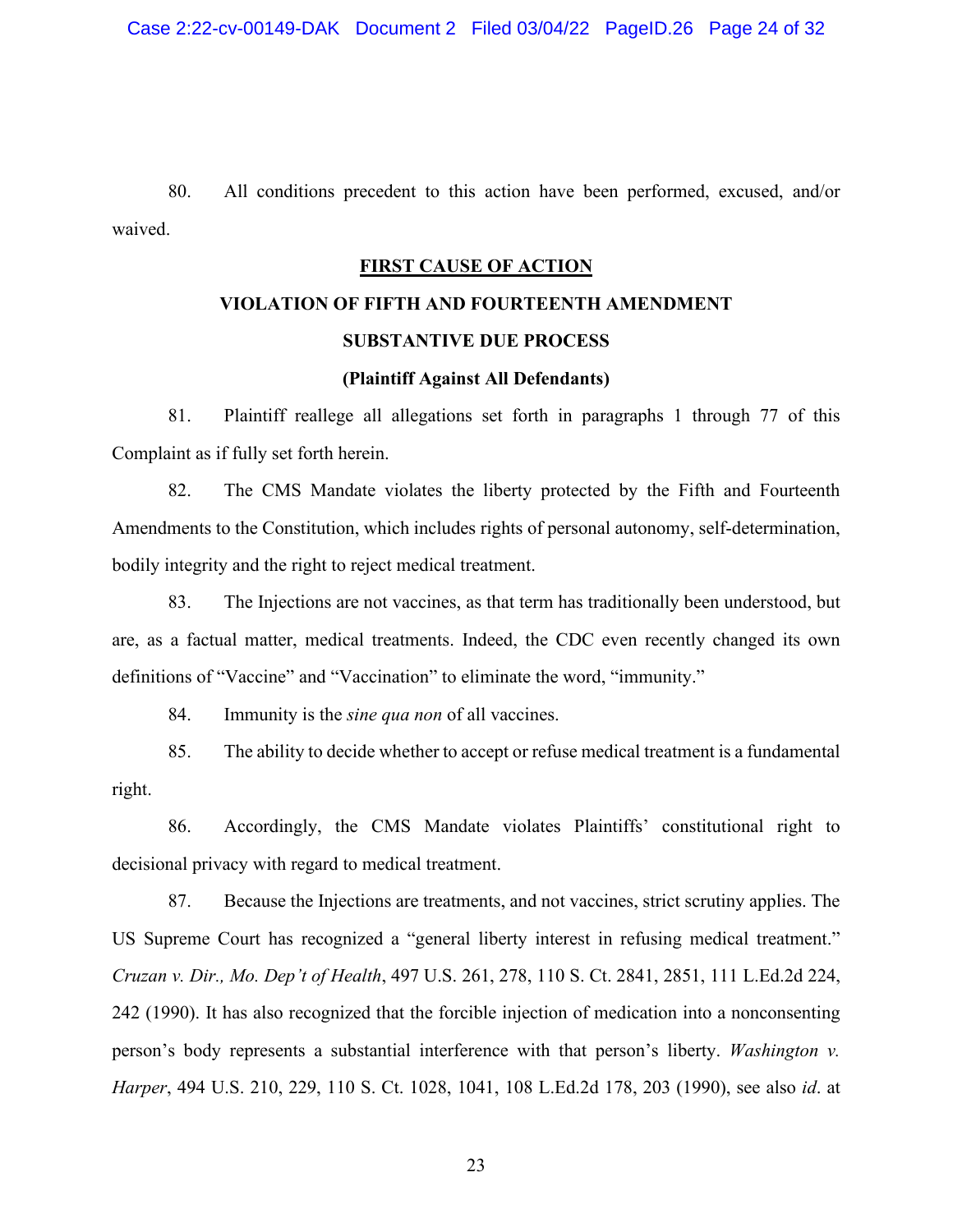80. All conditions precedent to this action have been performed, excused, and/or waived.

**FIRST CAUSE OF ACTION**

**VIOLATION OF FIFTH AND FOURTEENTH AMENDMENT**

**SUBSTANTIVE DUE PROCESS**

**(Plaintiff Against All Defendants)**

81. Plaintiff reallege all allegations set forth in paragraphs 1 through 77 of this Complaint as if fully set forth herein.

82. The CMS Mandate violates the liberty protected by the Fifth and Fourteenth Amendments to the Constitution, which includes rights of personal autonomy, self-determination, bodily integrity and the right to reject medical treatment.

83. The Injections are not vaccines, as that term has traditionally been understood, but are, as a factual matter, medical treatments. Indeed, the CDC even recently changed its own definitions of "Vaccine" and "Vaccination" to eliminate the word, "immunity."

84. Immunity is the *sine qua non* of all vaccines.

85. The ability to decide whether to accept or refuse medical treatment is a fundamental right.

86. Accordingly, the CMS Mandate violates Plaintiffs' constitutional right to decisional privacy with regard to medical treatment.

87. Because the Injections are treatments, and not vaccines, strict scrutiny applies. The US Supreme Court has recognized a "general liberty interest in refusing medical treatment." *Cruzan v. Dir., Mo. Dep't of Health*, 497 U.S. 261, 278, 110 S. Ct. 2841, 2851, 111 L.Ed.2d 224, 242 (1990). It has also recognized that the forcible injection of medication into a nonconsenting person's body represents a substantial interference with that person's liberty. *Washington v. Harper*, 494 U.S. 210, 229, 110 S. Ct. 1028, 1041, 108 L.Ed.2d 178, 203 (1990), see also *id*. at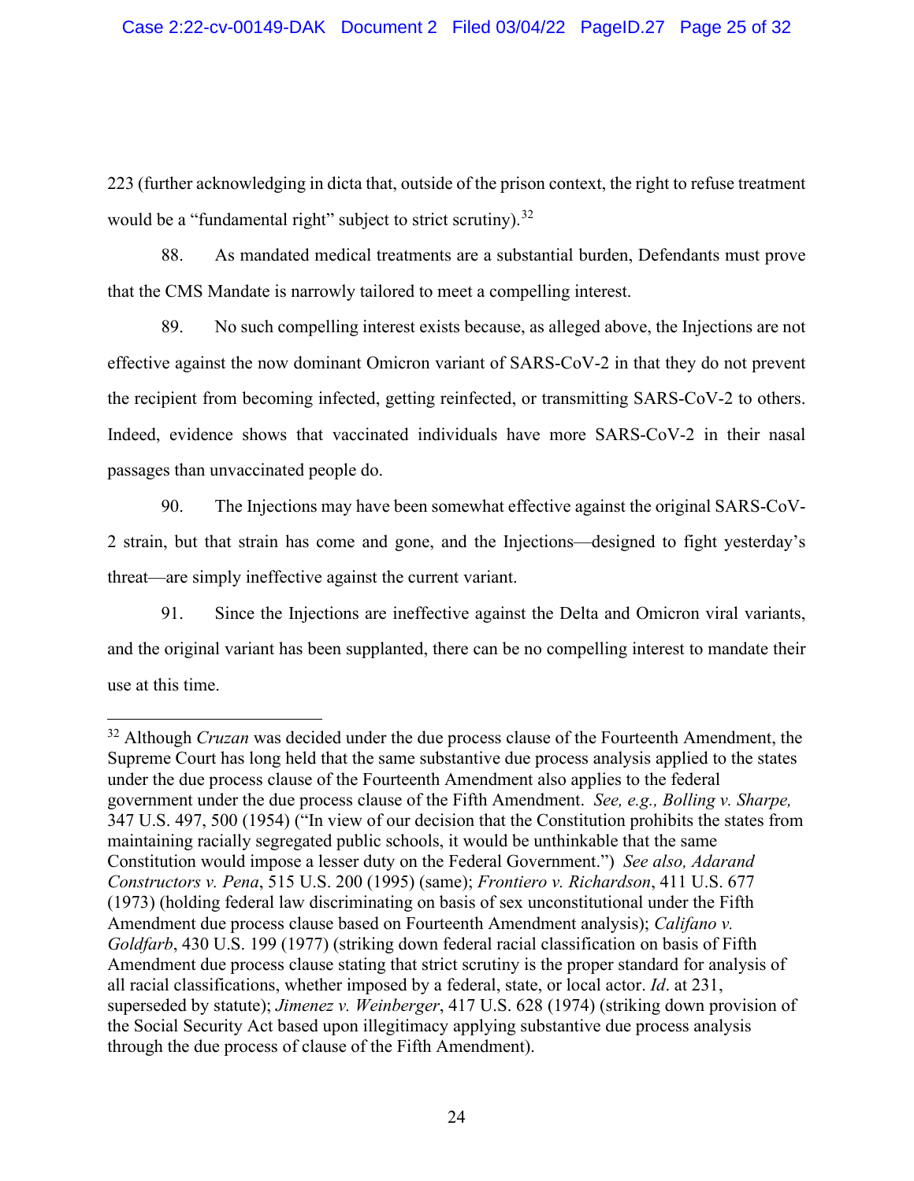223 (further acknowledging in dicta that, outside of the prison context, the right to refuse treatment would be a "fundamental right" subject to strict scrutiny).[32]

88. As mandated medical treatments are a substantial burden, Defendants must prove that the CMS Mandate is narrowly tailored to meet a compelling interest.

89. No such compelling interest exists because, as alleged above, the Injections are not effective against the now dominant Omicron variant of SARS-CoV-2 in that they do not prevent the recipient from becoming infected, getting reinfected, or transmitting SARS-CoV-2 to others. Indeed, evidence shows that vaccinated individuals have more SARS-CoV-2 in their nasal passages than unvaccinated people do.

90. The Injections may have been somewhat effective against the original SARS-CoV-2 strain, but that strain has come and gone, and the Injections—designed to fight yesterday's threat—are simply ineffective against the current variant.

91. Since the Injections are ineffective against the Delta and Omicron viral variants, and the original variant has been supplanted, there can be no compelling interest to mandate their use at this time.

---

[32] Although *Cruzan* was decided under the due process clause of the Fourteenth Amendment, the Supreme Court has long held that the same substantive due process analysis applied to the states under the due process clause of the Fourteenth Amendment also applies to the federal government under the due process clause of the Fifth Amendment. *See, e.g., Bolling v. Sharpe,* 347 U.S. 497, 500 (1954) ("In view of our decision that the Constitution prohibits the states from maintaining racially segregated public schools, it would be unthinkable that the same Constitution would impose a lesser duty on the Federal Government.") *See also, Adarand Constructors v. Pena*, 515 U.S. 200 (1995) (same); *Frontiero v. Richardson*, 411 U.S. 677 (1973) (holding federal law discriminating on basis of sex unconstitutional under the Fifth Amendment due process clause based on Fourteenth Amendment analysis); *Califano v. Goldfarb*, 430 U.S. 199 (1977) (striking down federal racial classification on basis of Fifth Amendment due process clause stating that strict scrutiny is the proper standard for analysis of all racial classifications, whether imposed by a federal, state, or local actor. *Id*. at 231, superseded by statute); *Jimenez v. Weinberger*, 417 U.S. 628 (1974) (striking down provision of the Social Security Act based upon illegitimacy applying substantive due process analysis through the due process of clause of the Fifth Amendment).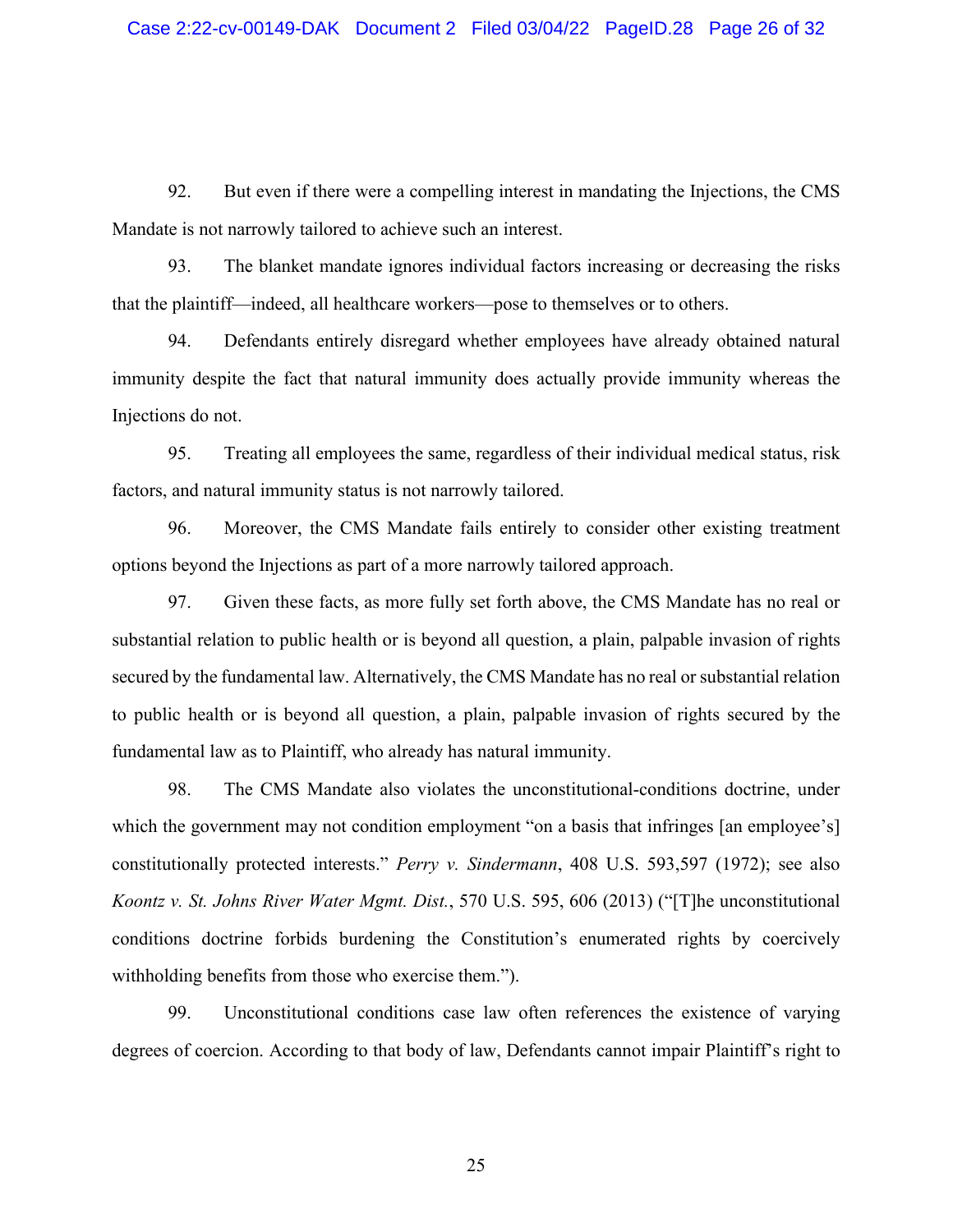92. But even if there were a compelling interest in mandating the Injections, the CMS Mandate is not narrowly tailored to achieve such an interest.

93. The blanket mandate ignores individual factors increasing or decreasing the risks that the plaintiff—indeed, all healthcare workers—pose to themselves or to others.

94. Defendants entirely disregard whether employees have already obtained natural immunity despite the fact that natural immunity does actually provide immunity whereas the Injections do not.

95. Treating all employees the same, regardless of their individual medical status, risk factors, and natural immunity status is not narrowly tailored.

96. Moreover, the CMS Mandate fails entirely to consider other existing treatment options beyond the Injections as part of a more narrowly tailored approach.

97. Given these facts, as more fully set forth above, the CMS Mandate has no real or substantial relation to public health or is beyond all question, a plain, palpable invasion of rights secured by the fundamental law. Alternatively, the CMS Mandate has no real or substantial relation to public health or is beyond all question, a plain, palpable invasion of rights secured by the fundamental law as to Plaintiff, who already has natural immunity.

98. The CMS Mandate also violates the unconstitutional-conditions doctrine, under which the government may not condition employment "on a basis that infringes [an employee's] constitutionally protected interests." *Perry v. Sindermann*, 408 U.S. 593,597 (1972); see also *Koontz v. St. Johns River Water Mgmt. Dist.*, 570 U.S. 595, 606 (2013) ("[T]he unconstitutional conditions doctrine forbids burdening the Constitution's enumerated rights by coercively withholding benefits from those who exercise them.").

99. Unconstitutional conditions case law often references the existence of varying degrees of coercion. According to that body of law, Defendants cannot impair Plaintiff's right to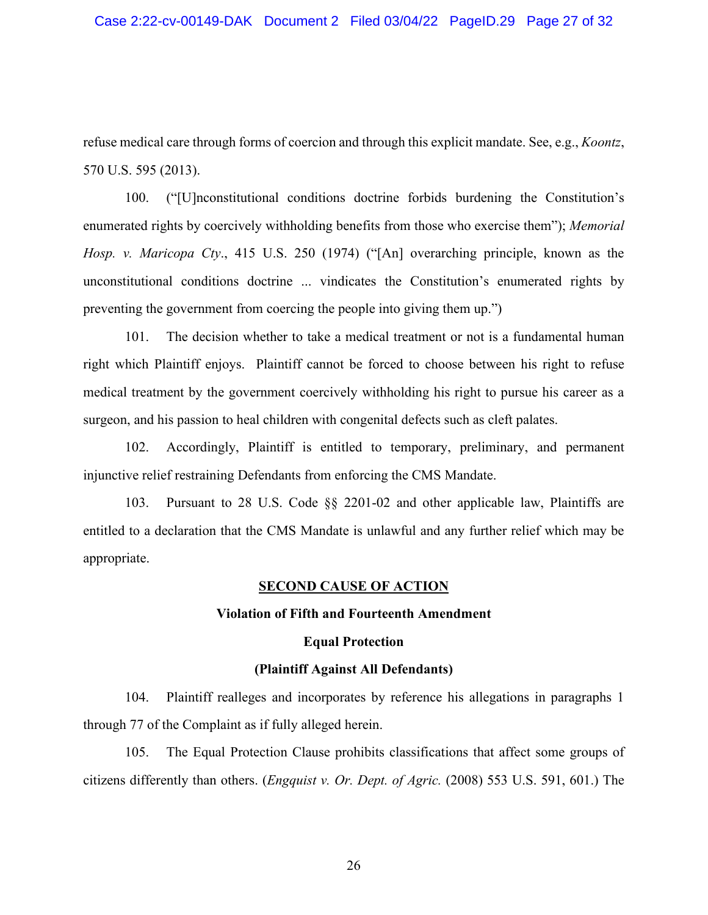refuse medical care through forms of coercion and through this explicit mandate. See, e.g., *Koontz*, 570 U.S. 595 (2013).

100. ("[U]nconstitutional conditions doctrine forbids burdening the Constitution's enumerated rights by coercively withholding benefits from those who exercise them"); *Memorial Hosp. v. Maricopa Cty*., 415 U.S. 250 (1974) ("[An] overarching principle, known as the unconstitutional conditions doctrine ... vindicates the Constitution's enumerated rights by preventing the government from coercing the people into giving them up.")

101. The decision whether to take a medical treatment or not is a fundamental human right which Plaintiff enjoys. Plaintiff cannot be forced to choose between his right to refuse medical treatment by the government coercively withholding his right to pursue his career as a surgeon, and his passion to heal children with congenital defects such as cleft palates.

102. Accordingly, Plaintiff is entitled to temporary, preliminary, and permanent injunctive relief restraining Defendants from enforcing the CMS Mandate.

103. Pursuant to 28 U.S. Code §§ 2201-02 and other applicable law, Plaintiffs are entitled to a declaration that the CMS Mandate is unlawful and any further relief which may be appropriate.

## SECOND CAUSE OF ACTION

**Violation of Fifth and Fourteenth Amendment**

**Equal Protection**

**(Plaintiff Against All Defendants)**

104. Plaintiff realleges and incorporates by reference his allegations in paragraphs 1 through 77 of the Complaint as if fully alleged herein.

105. The Equal Protection Clause prohibits classifications that affect some groups of citizens differently than others. (*Engquist v. Or. Dept. of Agric.* (2008) 553 U.S. 591, 601.) The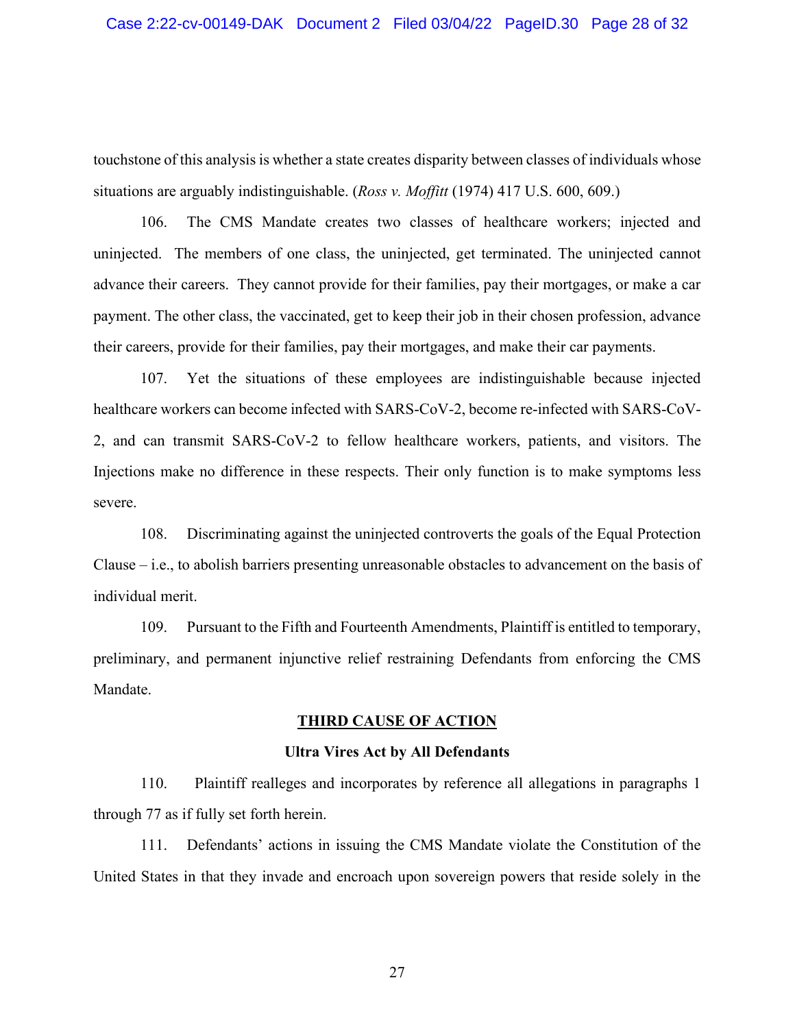touchstone of this analysis is whether a state creates disparity between classes of individuals whose situations are arguably indistinguishable. (*Ross v. Moffitt* (1974) 417 U.S. 600, 609.)

106. The CMS Mandate creates two classes of healthcare workers; injected and uninjected. The members of one class, the uninjected, get terminated. The uninjected cannot advance their careers. They cannot provide for their families, pay their mortgages, or make a car payment. The other class, the vaccinated, get to keep their job in their chosen profession, advance their careers, provide for their families, pay their mortgages, and make their car payments.

107. Yet the situations of these employees are indistinguishable because injected healthcare workers can become infected with SARS-CoV-2, become re-infected with SARS-CoV-2, and can transmit SARS-CoV-2 to fellow healthcare workers, patients, and visitors. The Injections make no difference in these respects. Their only function is to make symptoms less severe.

108. Discriminating against the uninjected controverts the goals of the Equal Protection Clause – i.e., to abolish barriers presenting unreasonable obstacles to advancement on the basis of individual merit.

109. Pursuant to the Fifth and Fourteenth Amendments, Plaintiff is entitled to temporary, preliminary, and permanent injunctive relief restraining Defendants from enforcing the CMS Mandate.

## THIRD CAUSE OF ACTION

### Ultra Vires Act by All Defendants

110. Plaintiff realleges and incorporates by reference all allegations in paragraphs 1 through 77 as if fully set forth herein.

111. Defendants' actions in issuing the CMS Mandate violate the Constitution of the United States in that they invade and encroach upon sovereign powers that reside solely in the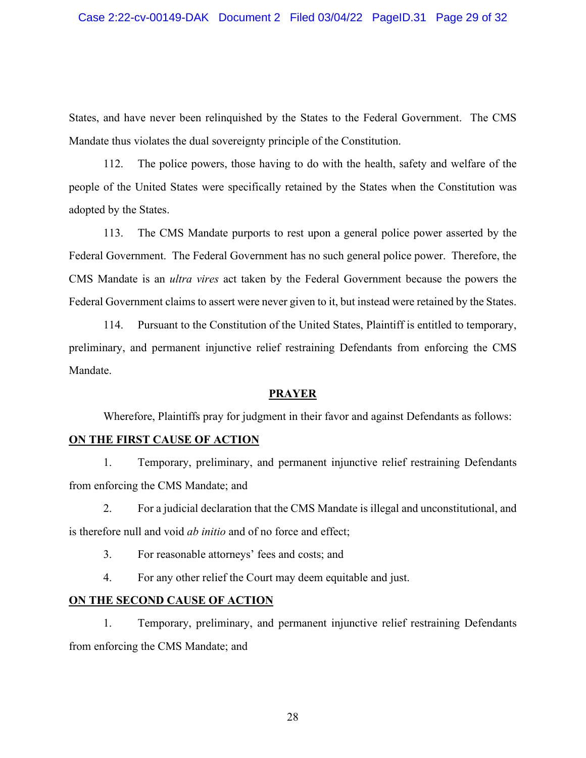States, and have never been relinquished by the States to the Federal Government. The CMS Mandate thus violates the dual sovereignty principle of the Constitution.

112. The police powers, those having to do with the health, safety and welfare of the people of the United States were specifically retained by the States when the Constitution was adopted by the States.

113. The CMS Mandate purports to rest upon a general police power asserted by the Federal Government. The Federal Government has no such general police power. Therefore, the CMS Mandate is an *ultra vires* act taken by the Federal Government because the powers the Federal Government claims to assert were never given to it, but instead were retained by the States.

114. Pursuant to the Constitution of the United States, Plaintiff is entitled to temporary, preliminary, and permanent injunctive relief restraining Defendants from enforcing the CMS Mandate.

## PRAYER

Wherefore, Plaintiffs pray for judgment in their favor and against Defendants as follows:

### ON THE FIRST CAUSE OF ACTION

1. Temporary, preliminary, and permanent injunctive relief restraining Defendants from enforcing the CMS Mandate; and

2. For a judicial declaration that the CMS Mandate is illegal and unconstitutional, and is therefore null and void *ab initio* and of no force and effect;

3. For reasonable attorneys' fees and costs; and

4. For any other relief the Court may deem equitable and just.

### ON THE SECOND CAUSE OF ACTION

1. Temporary, preliminary, and permanent injunctive relief restraining Defendants from enforcing the CMS Mandate; and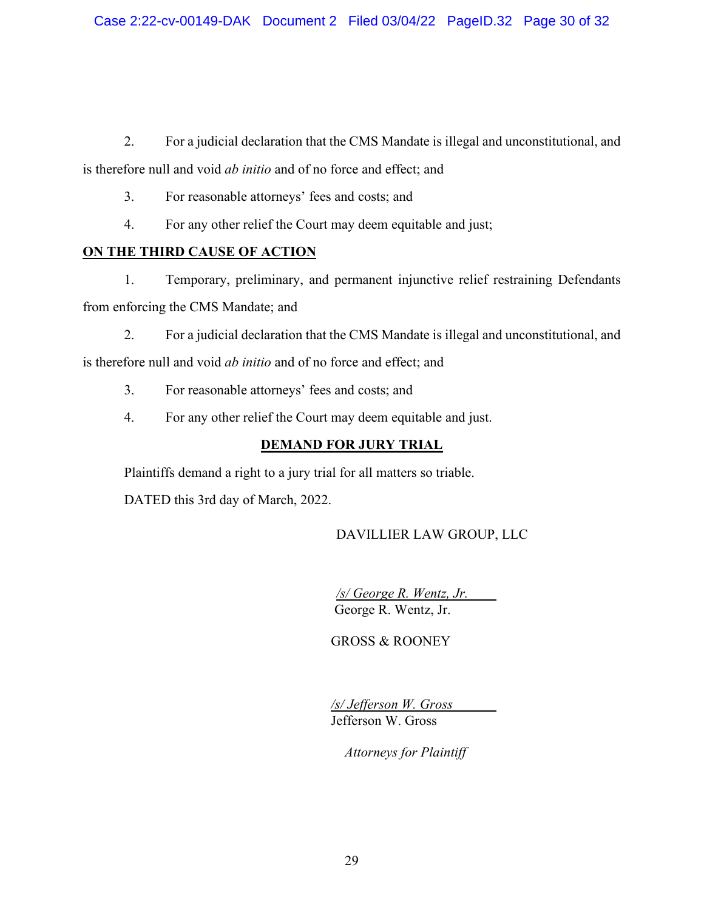2. For a judicial declaration that the CMS Mandate is illegal and unconstitutional, and is therefore null and void *ab initio* and of no force and effect; and

3. For reasonable attorneys' fees and costs; and

4. For any other relief the Court may deem equitable and just;

**ON THE THIRD CAUSE OF ACTION**

1. Temporary, preliminary, and permanent injunctive relief restraining Defendants from enforcing the CMS Mandate; and

2. For a judicial declaration that the CMS Mandate is illegal and unconstitutional, and is therefore null and void *ab initio* and of no force and effect; and

3. For reasonable attorneys' fees and costs; and

4. For any other relief the Court may deem equitable and just.

**DEMAND FOR JURY TRIAL**

Plaintiffs demand a right to a jury trial for all matters so triable.

DATED this 3rd day of March, 2022.

DAVILLIER LAW GROUP, LLC

*/s/ George R. Wentz, Jr.*
George R. Wentz, Jr.

GROSS & ROONEY

*/s/ Jefferson W. Gross*
Jefferson W. Gross

*Attorneys for Plaintiff*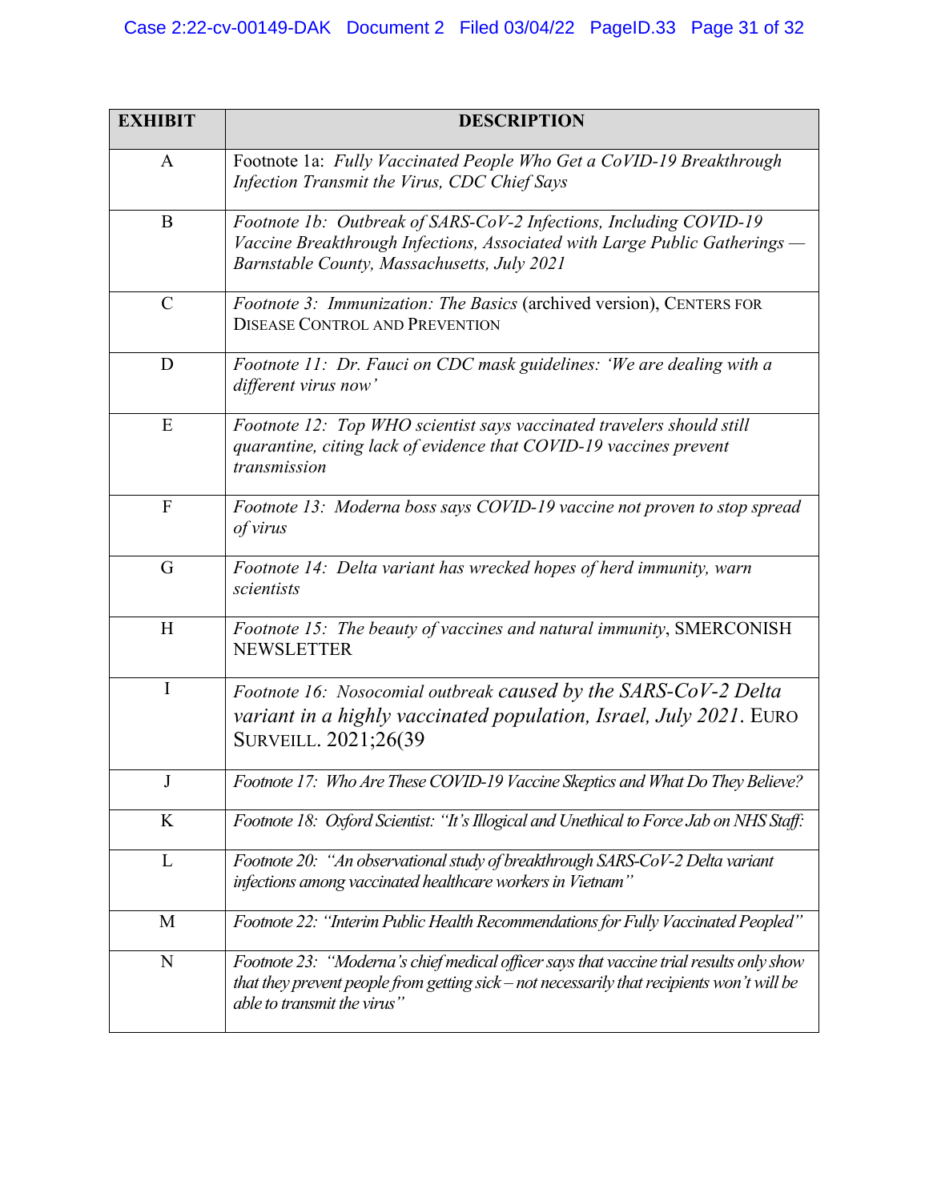| EXHIBIT | DESCRIPTION |
|---|---|
| A | Footnote 1a: *Fully Vaccinated People Who Get a CoVID-19 Breakthrough Infection Transmit the Virus, CDC Chief Says* |
| B | *Footnote 1b: Outbreak of SARS-CoV-2 Infections, Including COVID-19 Vaccine Breakthrough Infections, Associated with Large Public Gatherings — Barnstable County, Massachusetts, July 2021* |
| C | *Footnote 3: Immunization: The Basics* (archived version), CENTERS FOR DISEASE CONTROL AND PREVENTION |
| D | *Footnote 11: Dr. Fauci on CDC mask guidelines: 'We are dealing with a different virus now'* |
| E | *Footnote 12: Top WHO scientist says vaccinated travelers should still quarantine, citing lack of evidence that COVID-19 vaccines prevent transmission* |
| F | *Footnote 13: Moderna boss says COVID-19 vaccine not proven to stop spread of virus* |
| G | *Footnote 14: Delta variant has wrecked hopes of herd immunity, warn scientists* |
| H | *Footnote 15: The beauty of vaccines and natural immunity*, SMERCONISH NEWSLETTER |
| I | *Footnote 16: Nosocomial outbreak caused by the SARS-CoV-2 Delta variant in a highly vaccinated population, Israel, July 2021*. EURO SURVEILL. 2021;26(39 |
| J | *Footnote 17: Who Are These COVID-19 Vaccine Skeptics and What Do They Believe?* |
| K | *Footnote 18: Oxford Scientist: "It's Illogical and Unethical to Force Jab on NHS Staff:* |
| L | *Footnote 20: "An observational study of breakthrough SARS-CoV-2 Delta variant infections among vaccinated healthcare workers in Vietnam"* |
| M | *Footnote 22: "Interim Public Health Recommendations for Fully Vaccinated Peopled"* |
| N | *Footnote 23: "Moderna's chief medical officer says that vaccine trial results only show that they prevent people from getting sick – not necessarily that recipients won't will be able to transmit the virus"* |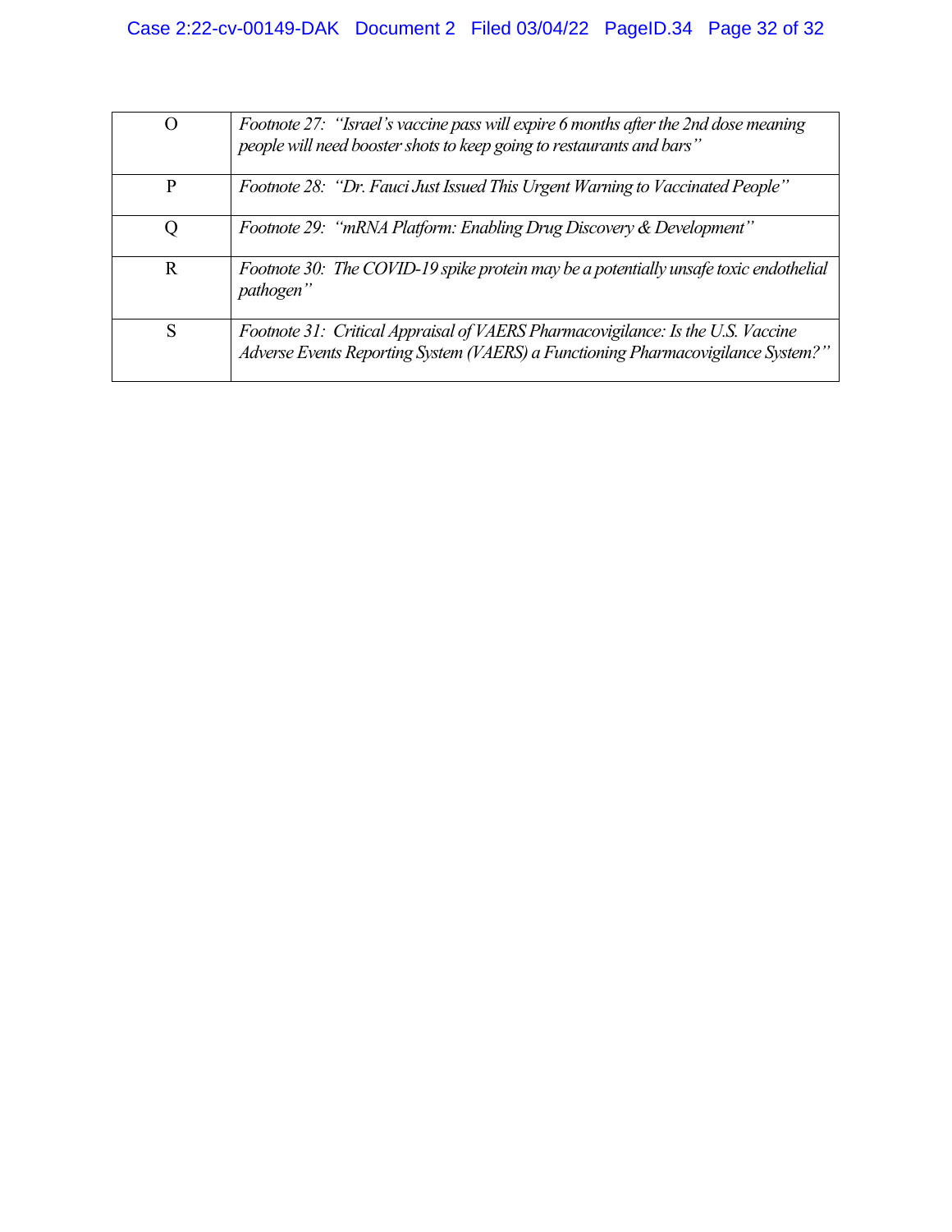| | |
|---|---|
| O | *Footnote 27: "Israel's vaccine pass will expire 6 months after the 2nd dose meaning people will need booster shots to keep going to restaurants and bars"* |
| P | *Footnote 28: "Dr. Fauci Just Issued This Urgent Warning to Vaccinated People"* |
| Q | *Footnote 29: "mRNA Platform: Enabling Drug Discovery & Development"* |
| R | *Footnote 30: The COVID-19 spike protein may be a potentially unsafe toxic endothelial pathogen"* |
| S | *Footnote 31: Critical Appraisal of VAERS Pharmacovigilance: Is the U.S. Vaccine Adverse Events Reporting System (VAERS) a Functioning Pharmacovigilance System?"* |